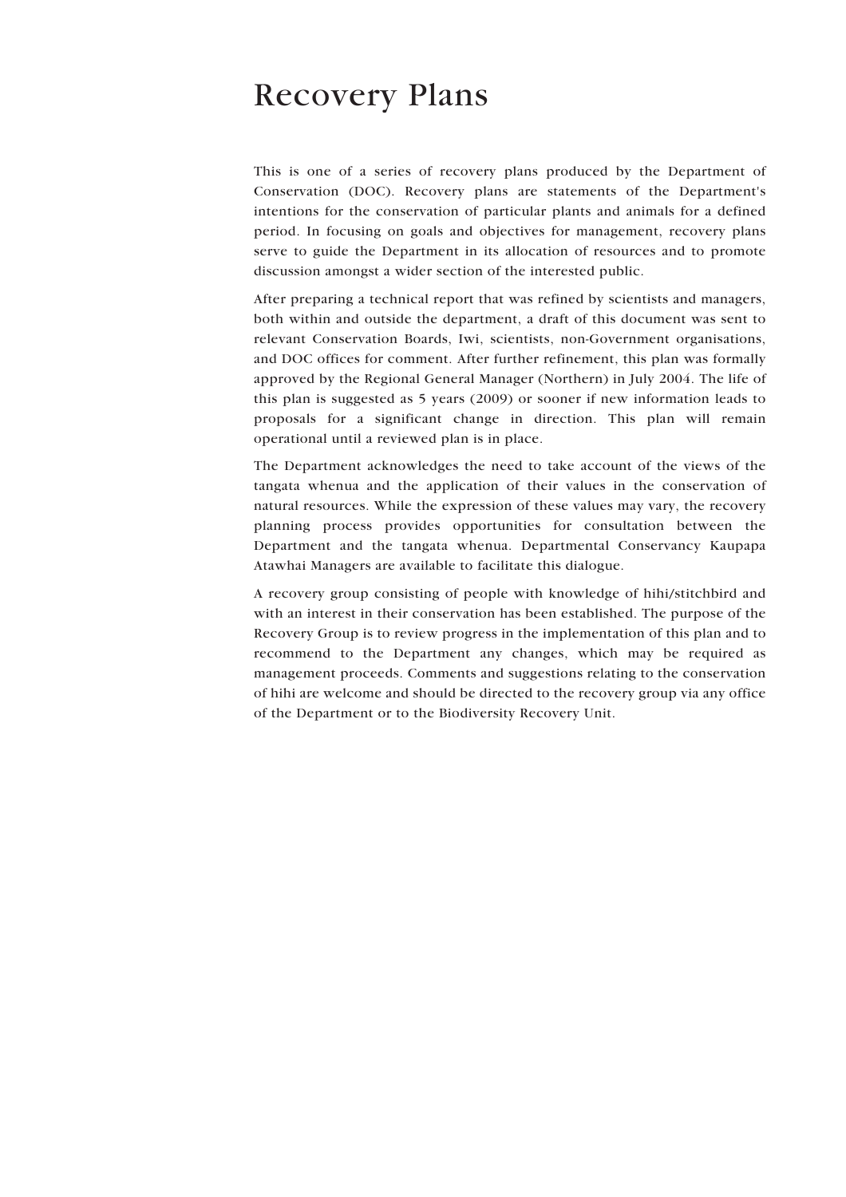# Recovery Plans

This is one of a series of recovery plans produced by the Department of Conservation (DOC). Recovery plans are statements of the Department's intentions for the conservation of particular plants and animals for a defined period. In focusing on goals and objectives for management, recovery plans serve to guide the Department in its allocation of resources and to promote discussion amongst a wider section of the interested public.

After preparing a technical report that was refined by scientists and managers, both within and outside the department, a draft of this document was sent to relevant Conservation Boards, Iwi, scientists, non-Government organisations, and DOC offices for comment. After further refinement, this plan was formally approved by the Regional General Manager (Northern) in July 2004. The life of this plan is suggested as 5 years (2009) or sooner if new information leads to proposals for a significant change in direction. This plan will remain operational until a reviewed plan is in place.

The Department acknowledges the need to take account of the views of the tangata whenua and the application of their values in the conservation of natural resources. While the expression of these values may vary, the recovery planning process provides opportunities for consultation between the Department and the tangata whenua. Departmental Conservancy Kaupapa Atawhai Managers are available to facilitate this dialogue.

A recovery group consisting of people with knowledge of hihi/stitchbird and with an interest in their conservation has been established. The purpose of the Recovery Group is to review progress in the implementation of this plan and to recommend to the Department any changes, which may be required as management proceeds. Comments and suggestions relating to the conservation of hihi are welcome and should be directed to the recovery group via any office of the Department or to the Biodiversity Recovery Unit.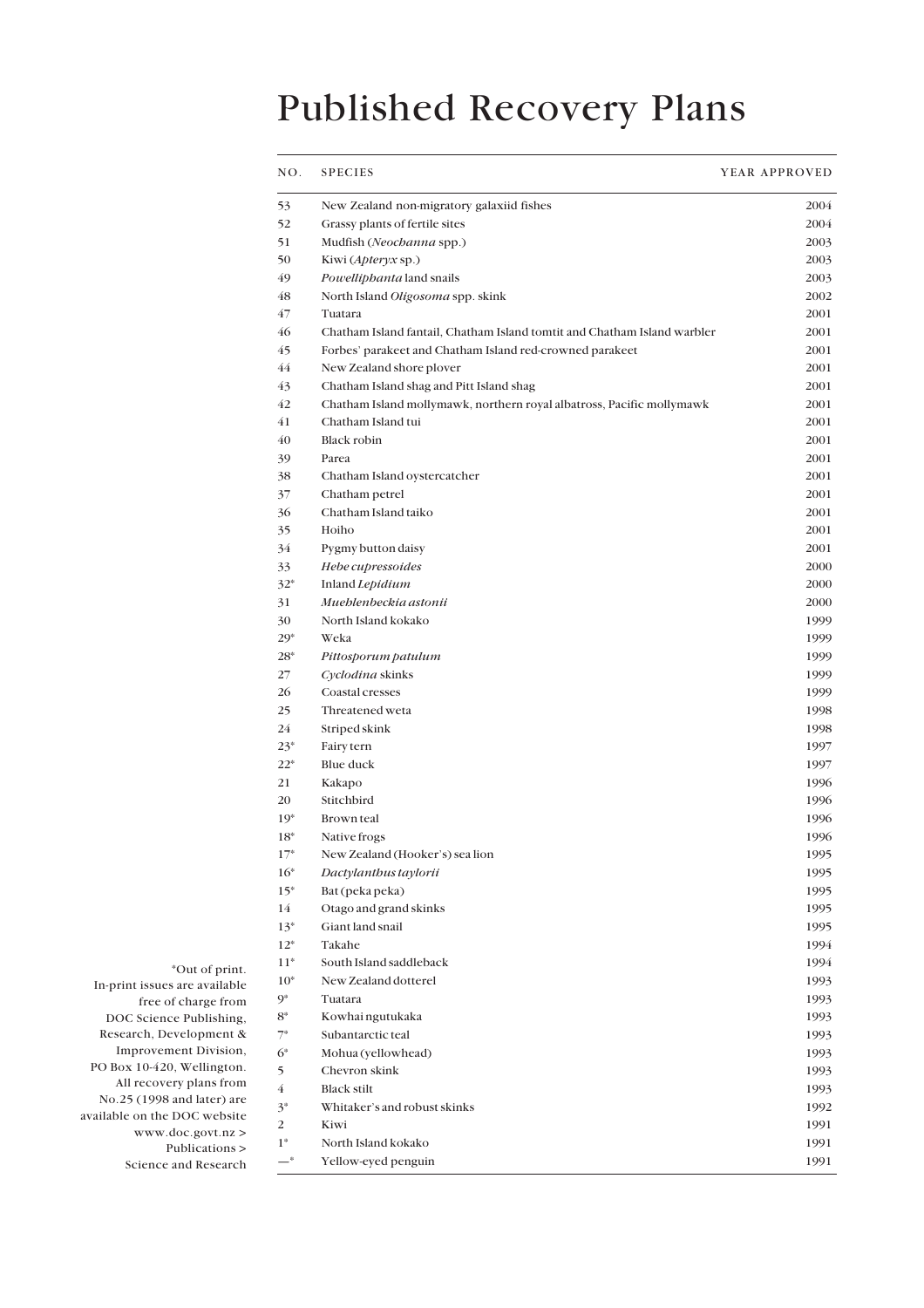# Published Recovery Plans

| NO. | SPECIES | YEAR APPROVED |
|---|---|---|
| 53 | New Zealand non-migratory galaxiid fishes | 2004 |
| 52 | Grassy plants of fertile sites | 2004 |
| 51 | Mudfish (*Neochanna* spp.) | 2003 |
| 50 | Kiwi (*Apteryx* sp.) | 2003 |
| 49 | *Powelliphanta* land snails | 2003 |
| 48 | North Island *Oligosoma* spp. skink | 2002 |
| 47 | Tuatara | 2001 |
| 46 | Chatham Island fantail, Chatham Island tomtit and Chatham Island warbler | 2001 |
| 45 | Forbes' parakeet and Chatham Island red-crowned parakeet | 2001 |
| 44 | New Zealand shore plover | 2001 |
| 43 | Chatham Island shag and Pitt Island shag | 2001 |
| 42 | Chatham Island mollymawk, northern royal albatross, Pacific mollymawk | 2001 |
| 41 | Chatham Island tui | 2001 |
| 40 | Black robin | 2001 |
| 39 | Parea | 2001 |
| 38 | Chatham Island oystercatcher | 2001 |
| 37 | Chatham petrel | 2001 |
| 36 | Chatham Island taiko | 2001 |
| 35 | Hoiho | 2001 |
| 34 | Pygmy button daisy | 2001 |
| 33 | *Hebe cupressoides* | 2000 |
| 32* | Inland *Lepidium* | 2000 |
| 31 | *Muehlenbeckia astonii* | 2000 |
| 30 | North Island kokako | 1999 |
| 29* | Weka | 1999 |
| 28* | *Pittosporum patulum* | 1999 |
| 27 | *Cyclodina* skinks | 1999 |
| 26 | Coastal cresses | 1999 |
| 25 | Threatened weta | 1998 |
| 24 | Striped skink | 1998 |
| 23* | Fairy tern | 1997 |
| 22* | Blue duck | 1997 |
| 21 | Kakapo | 1996 |
| 20 | Stitchbird | 1996 |
| 19* | Brown teal | 1996 |
| 18* | Native frogs | 1996 |
| 17* | New Zealand (Hooker's) sea lion | 1995 |
| 16* | *Dactylanthus taylorii* | 1995 |
| 15* | Bat (peka peka) | 1995 |
| 14 | Otago and grand skinks | 1995 |
| 13* | Giant land snail | 1995 |
| 12* | Takahe | 1994 |
| 11* | South Island saddleback | 1994 |
| 10* | New Zealand dotterel | 1993 |
| 9* | Tuatara | 1993 |
| 8* | Kowhai ngutukaka | 1993 |
| 7* | Subantarctic teal | 1993 |
| 6* | Mohua (yellowhead) | 1993 |
| 5 | Chevron skink | 1993 |
| 4 | Black stilt | 1993 |
| 3* | Whitaker's and robust skinks | 1992 |
| 2 | Kiwi | 1991 |
| 1* | North Island kokako | 1991 |
| —* | Yellow-eyed penguin | 1991 |

*Out of print. In-print issues are available free of charge from DOC Science Publishing, Research, Development & Improvement Division, PO Box 10-420, Wellington. All recovery plans from No.25 (1998 and later) are available on the DOC website www.doc.govt.nz > Publications > Science and Research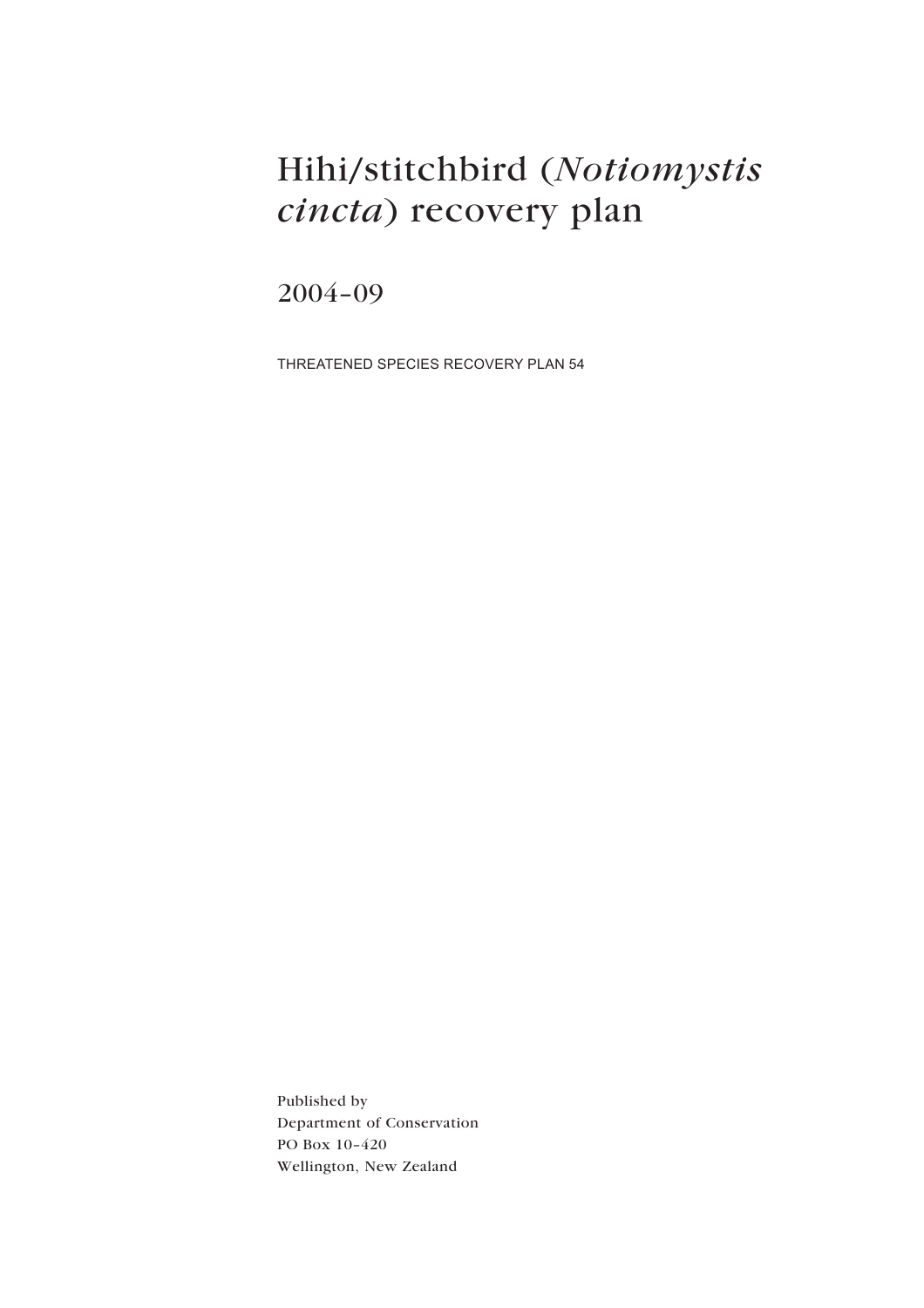# Hihi/stitchbird (*Notiomystis cincta*) recovery plan

## 2004–09

THREATENED SPECIES RECOVERY PLAN 54

Published by
Department of Conservation
PO Box 10-420
Wellington, New Zealand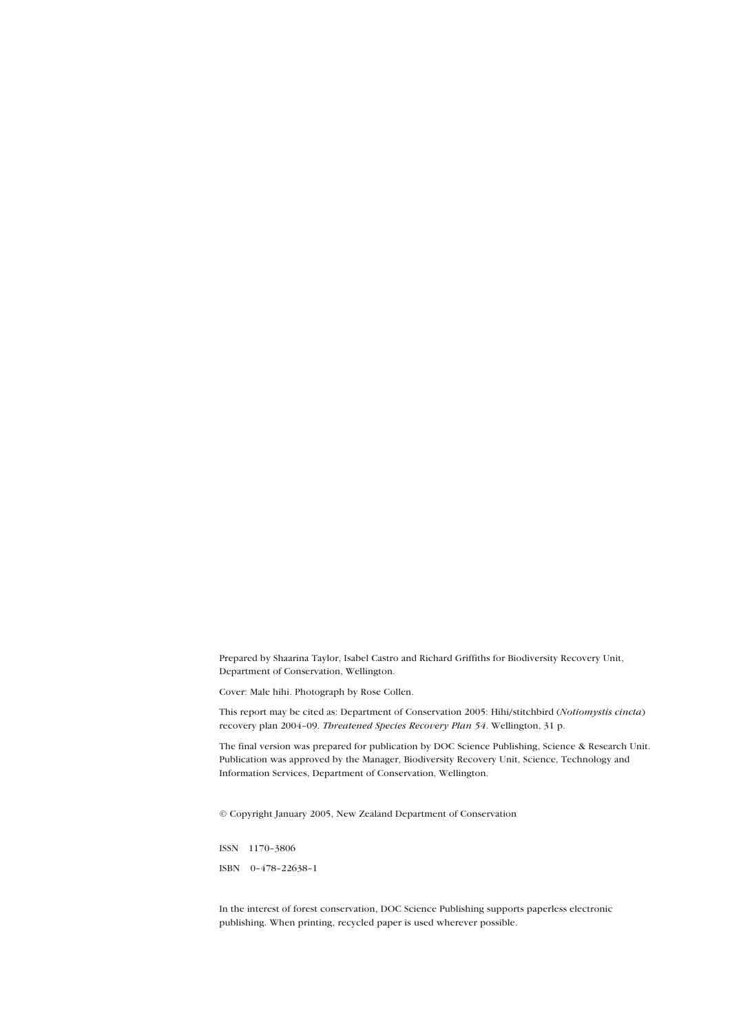Prepared by Shaarina Taylor, Isabel Castro and Richard Griffiths for Biodiversity Recovery Unit, Department of Conservation, Wellington.

Cover: Male hihi. Photograph by Rose Collen.

This report may be cited as: Department of Conservation 2005: Hihi/stitchbird (*Notiomystis cincta*) recovery plan 2004–09. *Threatened Species Recovery Plan 54*. Wellington, 31 p.

The final version was prepared for publication by DOC Science Publishing, Science & Research Unit. Publication was approved by the Manager, Biodiversity Recovery Unit, Science, Technology and Information Services, Department of Conservation, Wellington.

© Copyright January 2005, New Zealand Department of Conservation

ISSN 1170–3806

ISBN 0–478–22638–1

In the interest of forest conservation, DOC Science Publishing supports paperless electronic publishing. When printing, recycled paper is used wherever possible.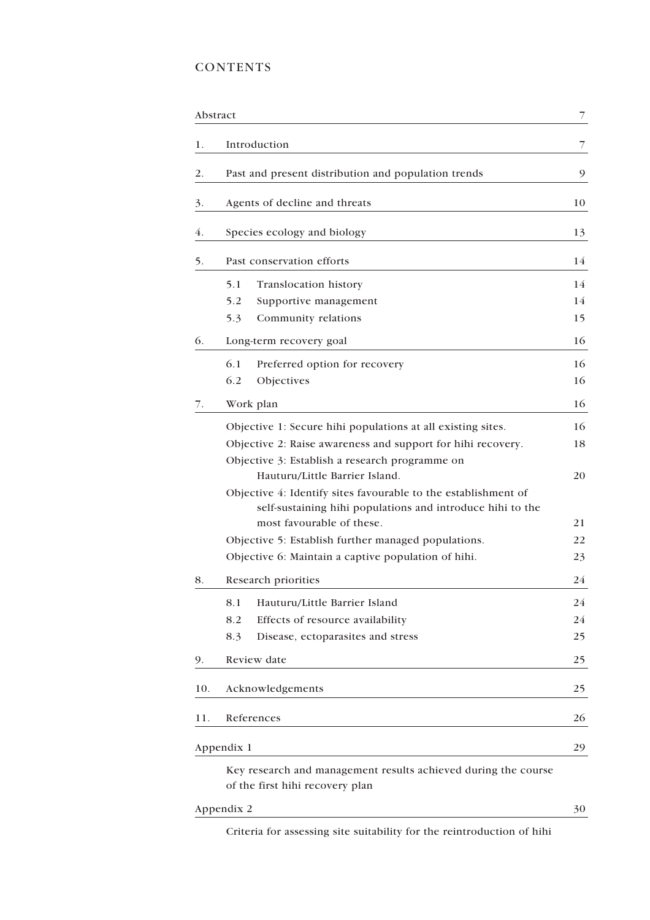# CONTENTS

| | | |
|---|---|---|
| Abstract | | 7 |
| 1. | Introduction | 7 |
| 2. | Past and present distribution and population trends | 9 |
| 3. | Agents of decline and threats | 10 |
| 4. | Species ecology and biology | 13 |
| 5. | Past conservation efforts | 14 |
| | 5.1 Translocation history | 14 |
| | 5.2 Supportive management | 14 |
| | 5.3 Community relations | 15 |
| 6. | Long-term recovery goal | 16 |
| | 6.1 Preferred option for recovery | 16 |
| | 6.2 Objectives | 16 |
| 7. | Work plan | 16 |
| | Objective 1: Secure hihi populations at all existing sites. | 16 |
| | Objective 2: Raise awareness and support for hihi recovery. | 18 |
| | Objective 3: Establish a research programme on Hauturu/Little Barrier Island. | 20 |
| | Objective 4: Identify sites favourable to the establishment of self-sustaining hihi populations and introduce hihi to the most favourable of these. | 21 |
| | Objective 5: Establish further managed populations. | 22 |
| | Objective 6: Maintain a captive population of hihi. | 23 |
| 8. | Research priorities | 24 |
| | 8.1 Hauturu/Little Barrier Island | 24 |
| | 8.2 Effects of resource availability | 24 |
| | 8.3 Disease, ectoparasites and stress | 25 |
| 9. | Review date | 25 |
| 10. | Acknowledgements | 25 |
| 11. | References | 26 |
| Appendix 1 | | 29 |
| | Key research and management results achieved during the course of the first hihi recovery plan | |
| Appendix 2 | | 30 |
| | Criteria for assessing site suitability for the reintroduction of hihi | |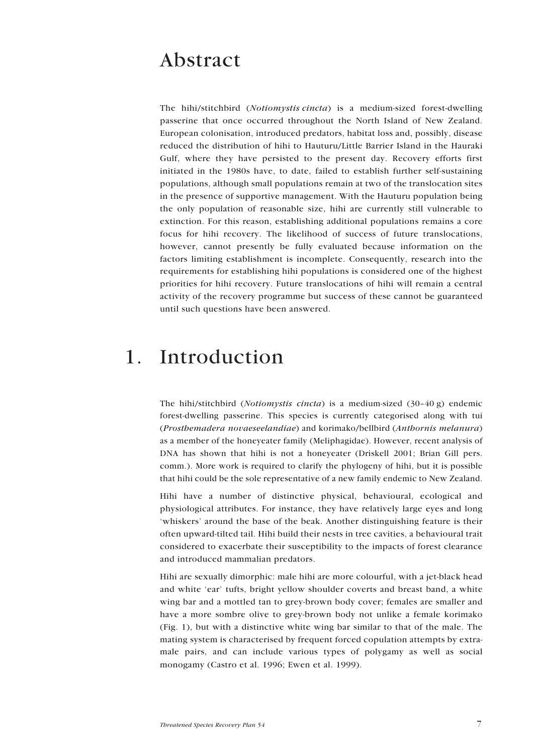# Abstract

The hihi/stitchbird (*Notiomystis cincta*) is a medium-sized forest-dwelling passerine that once occurred throughout the North Island of New Zealand. European colonisation, introduced predators, habitat loss and, possibly, disease reduced the distribution of hihi to Hauturu/Little Barrier Island in the Hauraki Gulf, where they have persisted to the present day. Recovery efforts first initiated in the 1980s have, to date, failed to establish further self-sustaining populations, although small populations remain at two of the translocation sites in the presence of supportive management. With the Hauturu population being the only population of reasonable size, hihi are currently still vulnerable to extinction. For this reason, establishing additional populations remains a core focus for hihi recovery. The likelihood of success of future translocations, however, cannot presently be fully evaluated because information on the factors limiting establishment is incomplete. Consequently, research into the requirements for establishing hihi populations is considered one of the highest priorities for hihi recovery. Future translocations of hihi will remain a central activity of the recovery programme but success of these cannot be guaranteed until such questions have been answered.

# 1. Introduction

The hihi/stitchbird (*Notiomystis cincta*) is a medium-sized (30–40 g) endemic forest-dwelling passerine. This species is currently categorised along with tui (*Prosthemadera novaeseelandiae*) and korimako/bellbird (*Anthornis melanura*) as a member of the honeyeater family (Meliphagidae). However, recent analysis of DNA has shown that hihi is not a honeyeater (Driskell 2001; Brian Gill pers. comm.). More work is required to clarify the phylogeny of hihi, but it is possible that hihi could be the sole representative of a new family endemic to New Zealand.

Hihi have a number of distinctive physical, behavioural, ecological and physiological attributes. For instance, they have relatively large eyes and long 'whiskers' around the base of the beak. Another distinguishing feature is their often upward-tilted tail. Hihi build their nests in tree cavities, a behavioural trait considered to exacerbate their susceptibility to the impacts of forest clearance and introduced mammalian predators.

Hihi are sexually dimorphic: male hihi are more colourful, with a jet-black head and white 'ear' tufts, bright yellow shoulder coverts and breast band, a white wing bar and a mottled tan to grey-brown body cover; females are smaller and have a more sombre olive to grey-brown body not unlike a female korimako (Fig. 1), but with a distinctive white wing bar similar to that of the male. The mating system is characterised by frequent forced copulation attempts by extra-male pairs, and can include various types of polygamy as well as social monogamy (Castro et al. 1996; Ewen et al. 1999).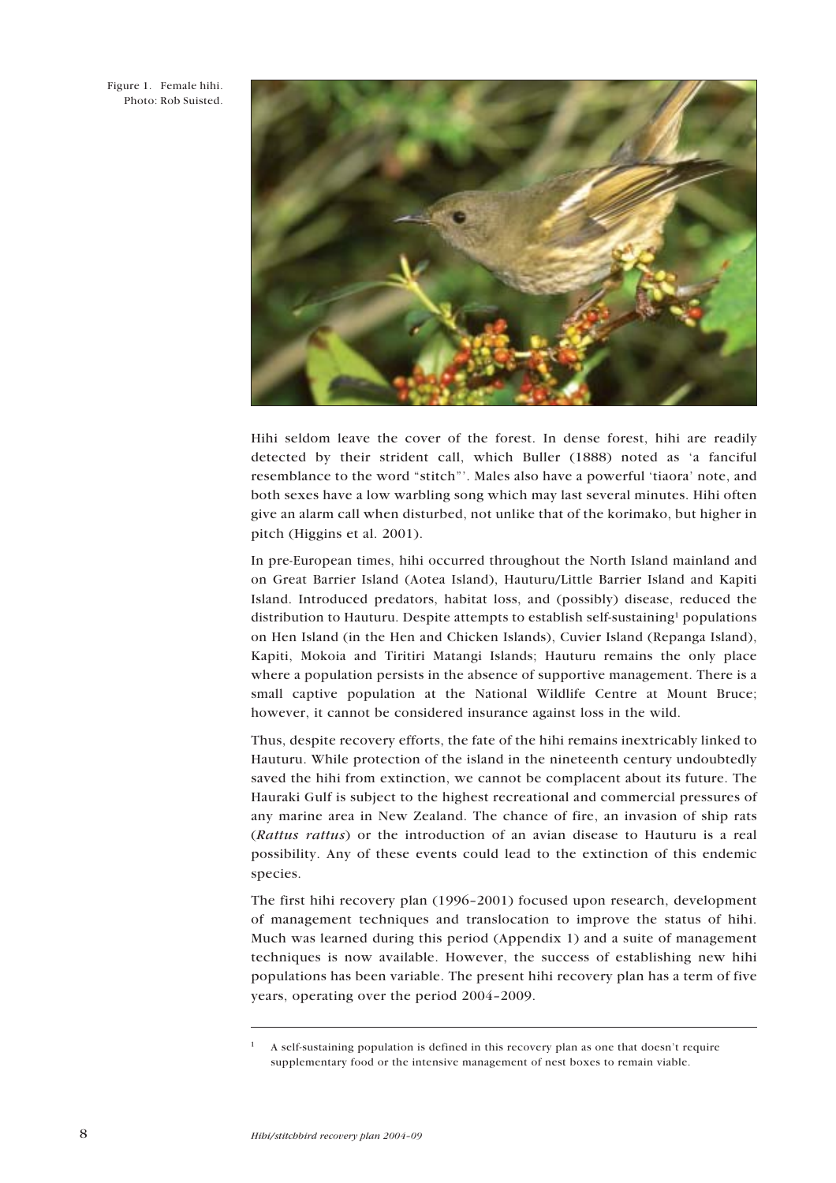Figure 1. Female hihi. Photo: Rob Suisted.

Hihi seldom leave the cover of the forest. In dense forest, hihi are readily detected by their strident call, which Buller (1888) noted as 'a fanciful resemblance to the word "stitch"'. Males also have a powerful 'tiaora' note, and both sexes have a low warbling song which may last several minutes. Hihi often give an alarm call when disturbed, not unlike that of the korimako, but higher in pitch (Higgins et al. 2001).

In pre-European times, hihi occurred throughout the North Island mainland and on Great Barrier Island (Aotea Island), Hauturu/Little Barrier Island and Kapiti Island. Introduced predators, habitat loss, and (possibly) disease, reduced the distribution to Hauturu. Despite attempts to establish self-sustaining[1] populations on Hen Island (in the Hen and Chicken Islands), Cuvier Island (Repanga Island), Kapiti, Mokoia and Tiritiri Matangi Islands; Hauturu remains the only place where a population persists in the absence of supportive management. There is a small captive population at the National Wildlife Centre at Mount Bruce; however, it cannot be considered insurance against loss in the wild.

Thus, despite recovery efforts, the fate of the hihi remains inextricably linked to Hauturu. While protection of the island in the nineteenth century undoubtedly saved the hihi from extinction, we cannot be complacent about its future. The Hauraki Gulf is subject to the highest recreational and commercial pressures of any marine area in New Zealand. The chance of fire, an invasion of ship rats (*Rattus rattus*) or the introduction of an avian disease to Hauturu is a real possibility. Any of these events could lead to the extinction of this endemic species.

The first hihi recovery plan (1996–2001) focused upon research, development of management techniques and translocation to improve the status of hihi. Much was learned during this period (Appendix 1) and a suite of management techniques is now available. However, the success of establishing new hihi populations has been variable. The present hihi recovery plan has a term of five years, operating over the period 2004–2009.

---

[1] A self-sustaining population is defined in this recovery plan as one that doesn't require supplementary food or the intensive management of nest boxes to remain viable.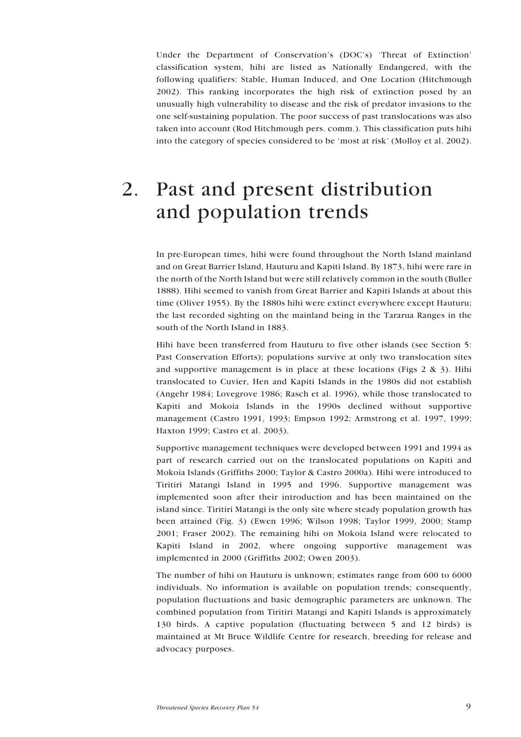Under the Department of Conservation's (DOC's) 'Threat of Extinction' classification system, hihi are listed as Nationally Endangered, with the following qualifiers: Stable, Human Induced, and One Location (Hitchmough 2002). This ranking incorporates the high risk of extinction posed by an unusually high vulnerability to disease and the risk of predator invasions to the one self-sustaining population. The poor success of past translocations was also taken into account (Rod Hitchmough pers. comm.). This classification puts hihi into the category of species considered to be 'most at risk' (Molloy et al. 2002).

# 2. Past and present distribution and population trends

In pre-European times, hihi were found throughout the North Island mainland and on Great Barrier Island, Hauturu and Kapiti Island. By 1873, hihi were rare in the north of the North Island but were still relatively common in the south (Buller 1888). Hihi seemed to vanish from Great Barrier and Kapiti Islands at about this time (Oliver 1955). By the 1880s hihi were extinct everywhere except Hauturu; the last recorded sighting on the mainland being in the Tararua Ranges in the south of the North Island in 1883.

Hihi have been transferred from Hauturu to five other islands (see Section 5: Past Conservation Efforts); populations survive at only two translocation sites and supportive management is in place at these locations (Figs 2 & 3). Hihi translocated to Cuvier, Hen and Kapiti Islands in the 1980s did not establish (Angehr 1984; Lovegrove 1986; Rasch et al. 1996), while those translocated to Kapiti and Mokoia Islands in the 1990s declined without supportive management (Castro 1991, 1993; Empson 1992; Armstrong et al. 1997, 1999; Haxton 1999; Castro et al. 2003).

Supportive management techniques were developed between 1991 and 1994 as part of research carried out on the translocated populations on Kapiti and Mokoia Islands (Griffiths 2000; Taylor & Castro 2000a). Hihi were introduced to Tiritiri Matangi Island in 1995 and 1996. Supportive management was implemented soon after their introduction and has been maintained on the island since. Tiritiri Matangi is the only site where steady population growth has been attained (Fig. 3) (Ewen 1996; Wilson 1998; Taylor 1999, 2000; Stamp 2001; Fraser 2002). The remaining hihi on Mokoia Island were relocated to Kapiti Island in 2002, where ongoing supportive management was implemented in 2000 (Griffiths 2002; Owen 2003).

The number of hihi on Hauturu is unknown; estimates range from 600 to 6000 individuals. No information is available on population trends; consequently, population fluctuations and basic demographic parameters are unknown. The combined population from Tiritiri Matangi and Kapiti Islands is approximately 130 birds. A captive population (fluctuating between 5 and 12 birds) is maintained at Mt Bruce Wildlife Centre for research, breeding for release and advocacy purposes.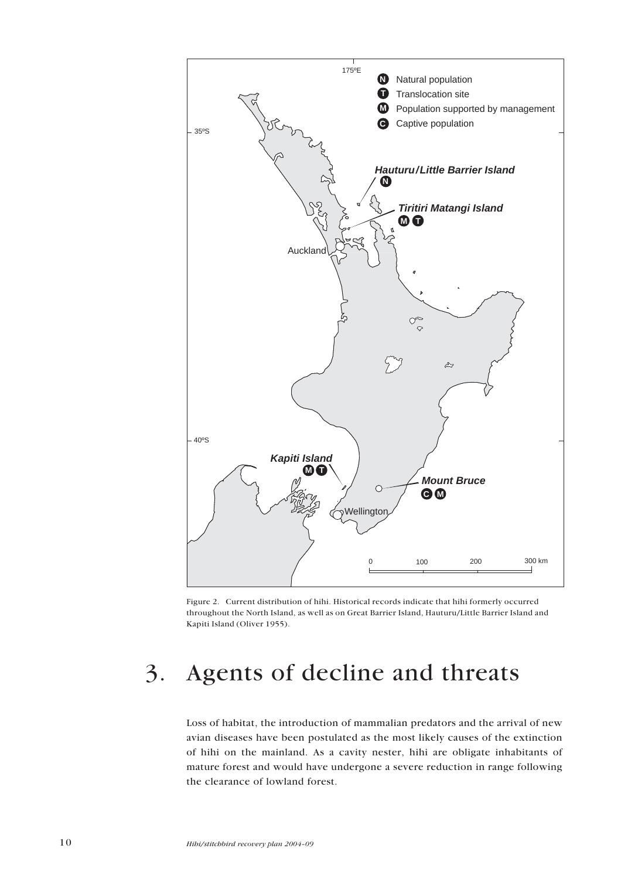Figure 2. Current distribution of hihi. Historical records indicate that hihi formerly occurred throughout the North Island, as well as on Great Barrier Island, Hauturu/Little Barrier Island and Kapiti Island (Oliver 1955).

# 3. Agents of decline and threats

Loss of habitat, the introduction of mammalian predators and the arrival of new avian diseases have been postulated as the most likely causes of the extinction of hihi on the mainland. As a cavity nester, hihi are obligate inhabitants of mature forest and would have undergone a severe reduction in range following the clearance of lowland forest.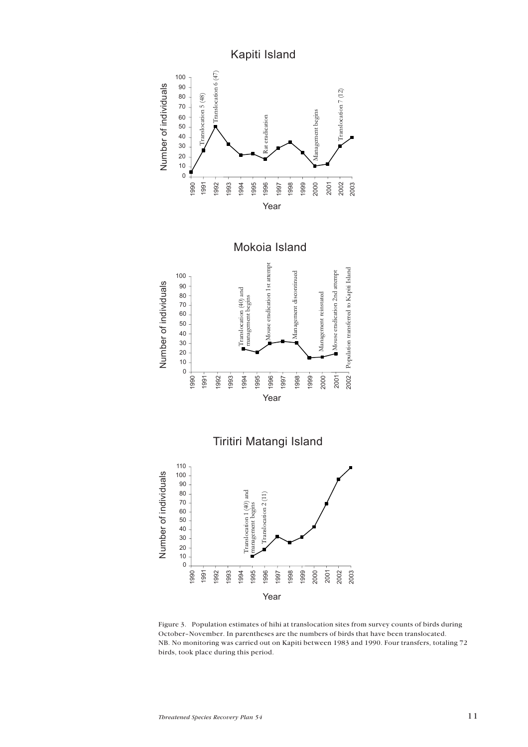Figure 3. Population estimates of hihi at translocation sites from survey counts of birds during October–November. In parentheses are the numbers of birds that have been translocated. NB. No monitoring was carried out on Kapiti between 1983 and 1990. Four transfers, totaling 72 birds, took place during this period.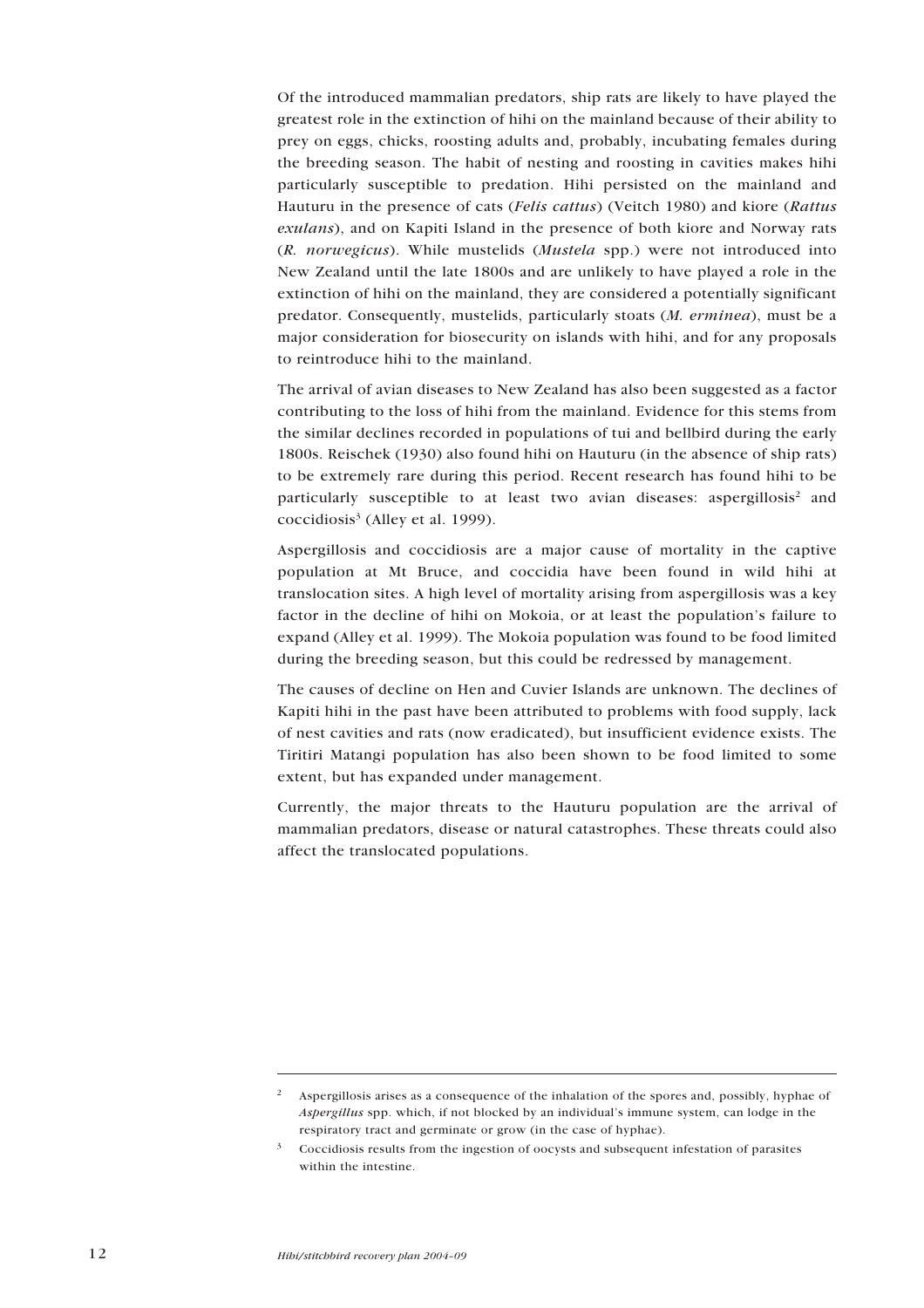Of the introduced mammalian predators, ship rats are likely to have played the greatest role in the extinction of hihi on the mainland because of their ability to prey on eggs, chicks, roosting adults and, probably, incubating females during the breeding season. The habit of nesting and roosting in cavities makes hihi particularly susceptible to predation. Hihi persisted on the mainland and Hauturu in the presence of cats (*Felis cattus*) (Veitch 1980) and kiore (*Rattus exulans*), and on Kapiti Island in the presence of both kiore and Norway rats (*R. norwegicus*). While mustelids (*Mustela* spp.) were not introduced into New Zealand until the late 1800s and are unlikely to have played a role in the extinction of hihi on the mainland, they are considered a potentially significant predator. Consequently, mustelids, particularly stoats (*M. erminea*), must be a major consideration for biosecurity on islands with hihi, and for any proposals to reintroduce hihi to the mainland.

The arrival of avian diseases to New Zealand has also been suggested as a factor contributing to the loss of hihi from the mainland. Evidence for this stems from the similar declines recorded in populations of tui and bellbird during the early 1800s. Reischek (1930) also found hihi on Hauturu (in the absence of ship rats) to be extremely rare during this period. Recent research has found hihi to be particularly susceptible to at least two avian diseases: aspergillosis[2] and coccidiosis[3] (Alley et al. 1999).

Aspergillosis and coccidiosis are a major cause of mortality in the captive population at Mt Bruce, and coccidia have been found in wild hihi at translocation sites. A high level of mortality arising from aspergillosis was a key factor in the decline of hihi on Mokoia, or at least the population's failure to expand (Alley et al. 1999). The Mokoia population was found to be food limited during the breeding season, but this could be redressed by management.

The causes of decline on Hen and Cuvier Islands are unknown. The declines of Kapiti hihi in the past have been attributed to problems with food supply, lack of nest cavities and rats (now eradicated), but insufficient evidence exists. The Tiritiri Matangi population has also been shown to be food limited to some extent, but has expanded under management.

Currently, the major threats to the Hauturu population are the arrival of mammalian predators, disease or natural catastrophes. These threats could also affect the translocated populations.

---

[2] Aspergillosis arises as a consequence of the inhalation of the spores and, possibly, hyphae of *Aspergillus* spp. which, if not blocked by an individual's immune system, can lodge in the respiratory tract and germinate or grow (in the case of hyphae).

[3] Coccidiosis results from the ingestion of oocysts and subsequent infestation of parasites within the intestine.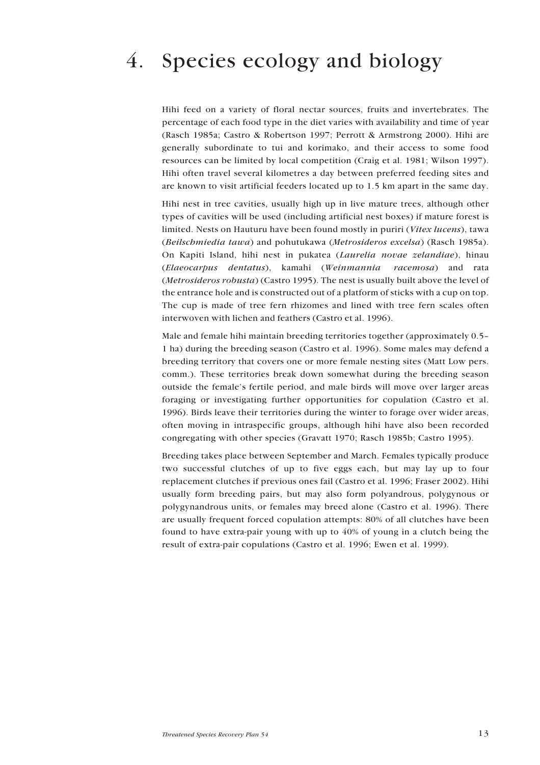# 4. Species ecology and biology

Hihi feed on a variety of floral nectar sources, fruits and invertebrates. The percentage of each food type in the diet varies with availability and time of year (Rasch 1985a; Castro & Robertson 1997; Perrott & Armstrong 2000). Hihi are generally subordinate to tui and korimako, and their access to some food resources can be limited by local competition (Craig et al. 1981; Wilson 1997). Hihi often travel several kilometres a day between preferred feeding sites and are known to visit artificial feeders located up to 1.5 km apart in the same day.

Hihi nest in tree cavities, usually high up in live mature trees, although other types of cavities will be used (including artificial nest boxes) if mature forest is limited. Nests on Hauturu have been found mostly in puriri (*Vitex lucens*), tawa (*Beilschmiedia tawa*) and pohutukawa (*Metrosideros excelsa*) (Rasch 1985a). On Kapiti Island, hihi nest in pukatea (*Laurelia novae zelandiae*), hinau (*Elaeocarpus dentatus*), kamahi (*Weinmannia racemosa*) and rata (*Metrosideros robusta*) (Castro 1995). The nest is usually built above the level of the entrance hole and is constructed out of a platform of sticks with a cup on top. The cup is made of tree fern rhizomes and lined with tree fern scales often interwoven with lichen and feathers (Castro et al. 1996).

Male and female hihi maintain breeding territories together (approximately 0.5–1 ha) during the breeding season (Castro et al. 1996). Some males may defend a breeding territory that covers one or more female nesting sites (Matt Low pers. comm.). These territories break down somewhat during the breeding season outside the female's fertile period, and male birds will move over larger areas foraging or investigating further opportunities for copulation (Castro et al. 1996). Birds leave their territories during the winter to forage over wider areas, often moving in intraspecific groups, although hihi have also been recorded congregating with other species (Gravatt 1970; Rasch 1985b; Castro 1995).

Breeding takes place between September and March. Females typically produce two successful clutches of up to five eggs each, but may lay up to four replacement clutches if previous ones fail (Castro et al. 1996; Fraser 2002). Hihi usually form breeding pairs, but may also form polyandrous, polygynous or polygynandrous units, or females may breed alone (Castro et al. 1996). There are usually frequent forced copulation attempts: 80% of all clutches have been found to have extra-pair young with up to 40% of young in a clutch being the result of extra-pair copulations (Castro et al. 1996; Ewen et al. 1999).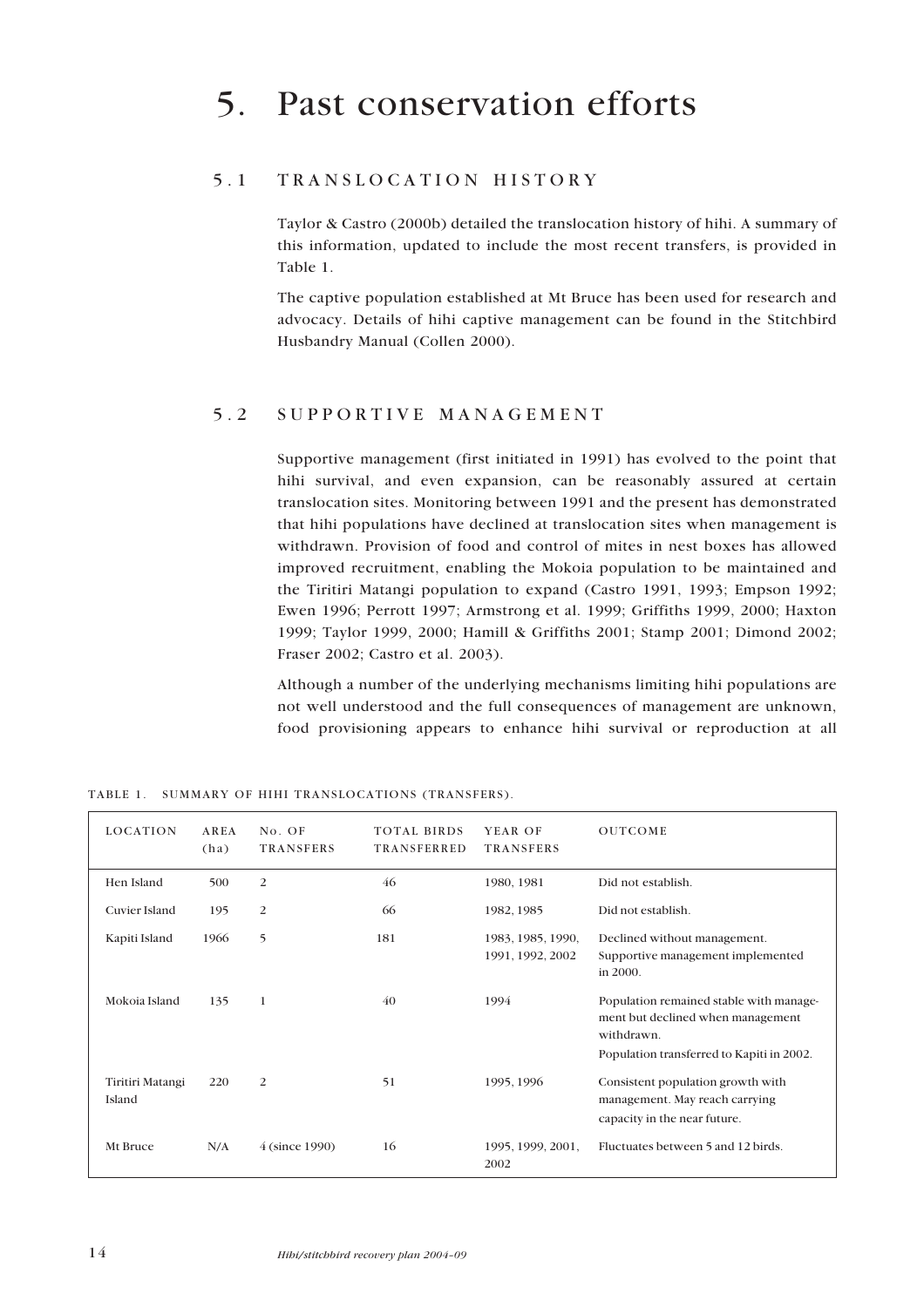# 5. Past conservation efforts

## 5.1 TRANSLOCATION HISTORY

Taylor & Castro (2000b) detailed the translocation history of hihi. A summary of this information, updated to include the most recent transfers, is provided in Table 1.

The captive population established at Mt Bruce has been used for research and advocacy. Details of hihi captive management can be found in the Stitchbird Husbandry Manual (Collen 2000).

## 5.2 SUPPORTIVE MANAGEMENT

Supportive management (first initiated in 1991) has evolved to the point that hihi survival, and even expansion, can be reasonably assured at certain translocation sites. Monitoring between 1991 and the present has demonstrated that hihi populations have declined at translocation sites when management is withdrawn. Provision of food and control of mites in nest boxes has allowed improved recruitment, enabling the Mokoia population to be maintained and the Tiritiri Matangi population to expand (Castro 1991, 1993; Empson 1992; Ewen 1996; Perrott 1997; Armstrong et al. 1999; Griffiths 1999, 2000; Haxton 1999; Taylor 1999, 2000; Hamill & Griffiths 2001; Stamp 2001; Dimond 2002; Fraser 2002; Castro et al. 2003).

Although a number of the underlying mechanisms limiting hihi populations are not well understood and the full consequences of management are unknown, food provisioning appears to enhance hihi survival or reproduction at all

TABLE 1. SUMMARY OF HIHI TRANSLOCATIONS (TRANSFERS).

| LOCATION | AREA (ha) | No. OF TRANSFERS | TOTAL BIRDS TRANSFERRED | YEAR OF TRANSFERS | OUTCOME |
|---|---|---|---|---|---|
| Hen Island | 500 | 2 | 46 | 1980, 1981 | Did not establish. |
| Cuvier Island | 195 | 2 | 66 | 1982, 1985 | Did not establish. |
| Kapiti Island | 1966 | 5 | 181 | 1983, 1985, 1990, 1991, 1992, 2002 | Declined without management. Supportive management implemented in 2000. |
| Mokoia Island | 135 | 1 | 40 | 1994 | Population remained stable with management but declined when management withdrawn. Population transferred to Kapiti in 2002. |
| Tiritiri Matangi Island | 220 | 2 | 51 | 1995, 1996 | Consistent population growth with management. May reach carrying capacity in the near future. |
| Mt Bruce | N/A | 4 (since 1990) | 16 | 1995, 1999, 2001, 2002 | Fluctuates between 5 and 12 birds. |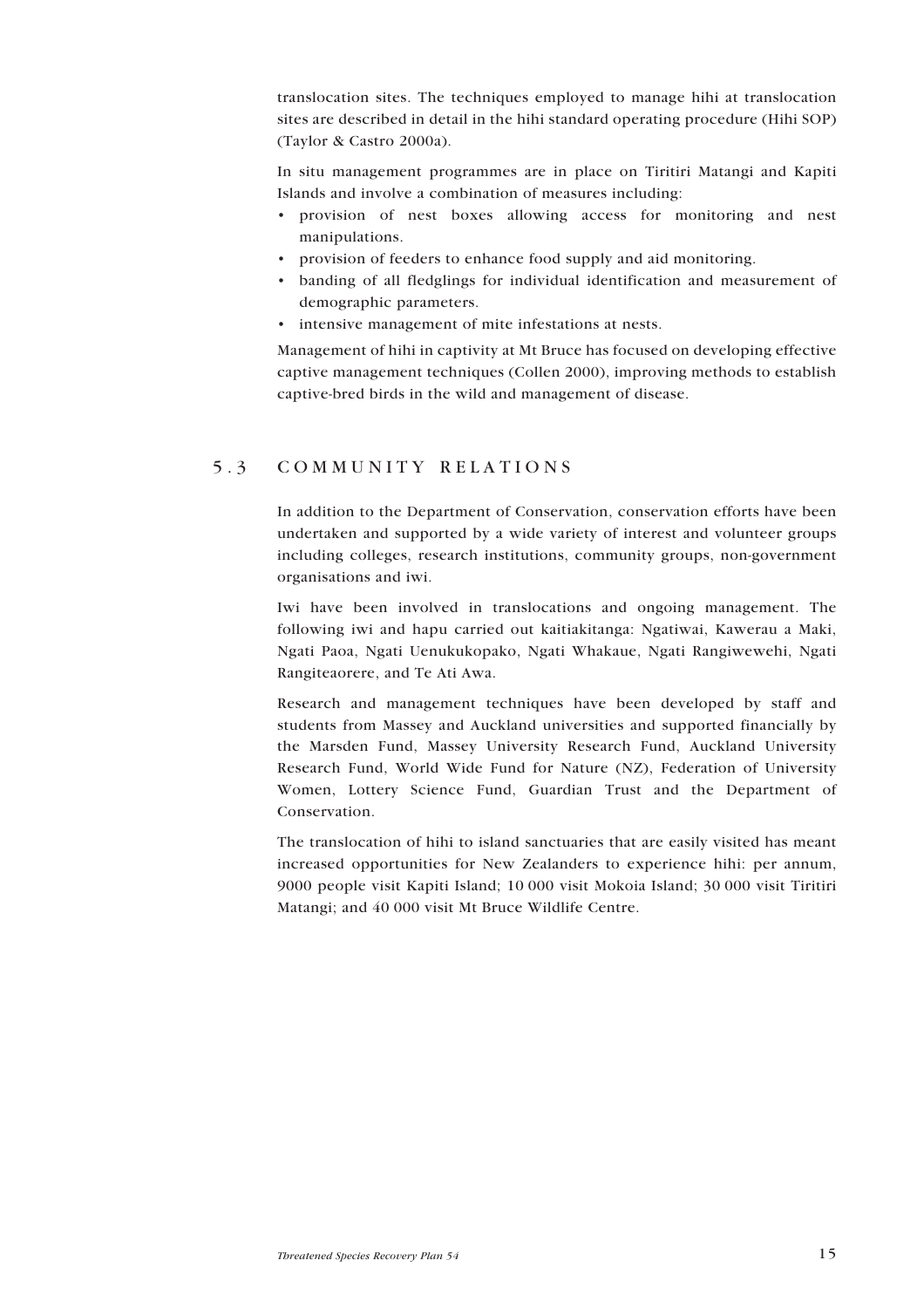translocation sites. The techniques employed to manage hihi at translocation sites are described in detail in the hihi standard operating procedure (Hihi SOP) (Taylor & Castro 2000a).

In situ management programmes are in place on Tiritiri Matangi and Kapiti Islands and involve a combination of measures including:

- provision of nest boxes allowing access for monitoring and nest manipulations.
- provision of feeders to enhance food supply and aid monitoring.
- banding of all fledglings for individual identification and measurement of demographic parameters.
- intensive management of mite infestations at nests.

Management of hihi in captivity at Mt Bruce has focused on developing effective captive management techniques (Collen 2000), improving methods to establish captive-bred birds in the wild and management of disease.

## 5.3 COMMUNITY RELATIONS

In addition to the Department of Conservation, conservation efforts have been undertaken and supported by a wide variety of interest and volunteer groups including colleges, research institutions, community groups, non-government organisations and iwi.

Iwi have been involved in translocations and ongoing management. The following iwi and hapu carried out kaitiakitanga: Ngatiwai, Kawerau a Maki, Ngati Paoa, Ngati Uenukukopako, Ngati Whakaue, Ngati Rangiwewehi, Ngati Rangiteaorere, and Te Ati Awa.

Research and management techniques have been developed by staff and students from Massey and Auckland universities and supported financially by the Marsden Fund, Massey University Research Fund, Auckland University Research Fund, World Wide Fund for Nature (NZ), Federation of University Women, Lottery Science Fund, Guardian Trust and the Department of Conservation.

The translocation of hihi to island sanctuaries that are easily visited has meant increased opportunities for New Zealanders to experience hihi: per annum, 9000 people visit Kapiti Island; 10 000 visit Mokoia Island; 30 000 visit Tiritiri Matangi; and 40 000 visit Mt Bruce Wildlife Centre.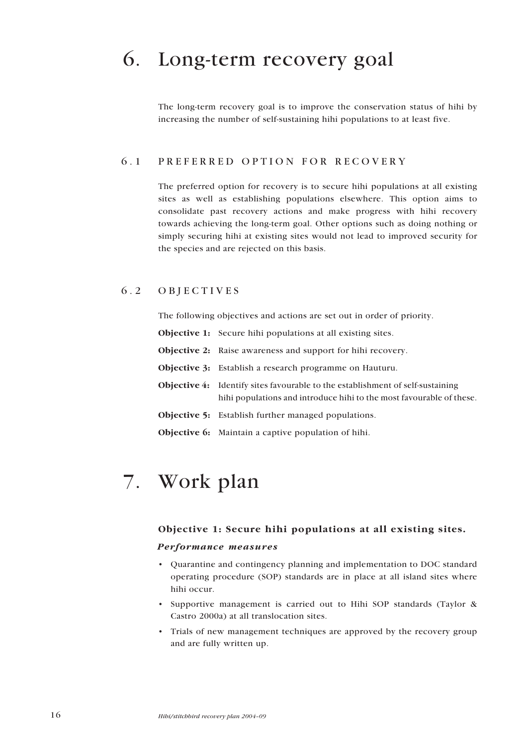# 6. Long-term recovery goal

The long-term recovery goal is to improve the conservation status of hihi by increasing the number of self-sustaining hihi populations to at least five.

## 6.1 PREFERRED OPTION FOR RECOVERY

The preferred option for recovery is to secure hihi populations at all existing sites as well as establishing populations elsewhere. This option aims to consolidate past recovery actions and make progress with hihi recovery towards achieving the long-term goal. Other options such as doing nothing or simply securing hihi at existing sites would not lead to improved security for the species and are rejected on this basis.

## 6.2 OBJECTIVES

The following objectives and actions are set out in order of priority.

**Objective 1:** Secure hihi populations at all existing sites.

**Objective 2:** Raise awareness and support for hihi recovery.

**Objective 3:** Establish a research programme on Hauturu.

**Objective 4:** Identify sites favourable to the establishment of self-sustaining hihi populations and introduce hihi to the most favourable of these.

**Objective 5:** Establish further managed populations.

**Objective 6:** Maintain a captive population of hihi.

# 7. Work plan

### Objective 1: Secure hihi populations at all existing sites.

***Performance measures***

- Quarantine and contingency planning and implementation to DOC standard operating procedure (SOP) standards are in place at all island sites where hihi occur.
- Supportive management is carried out to Hihi SOP standards (Taylor & Castro 2000a) at all translocation sites.
- Trials of new management techniques are approved by the recovery group and are fully written up.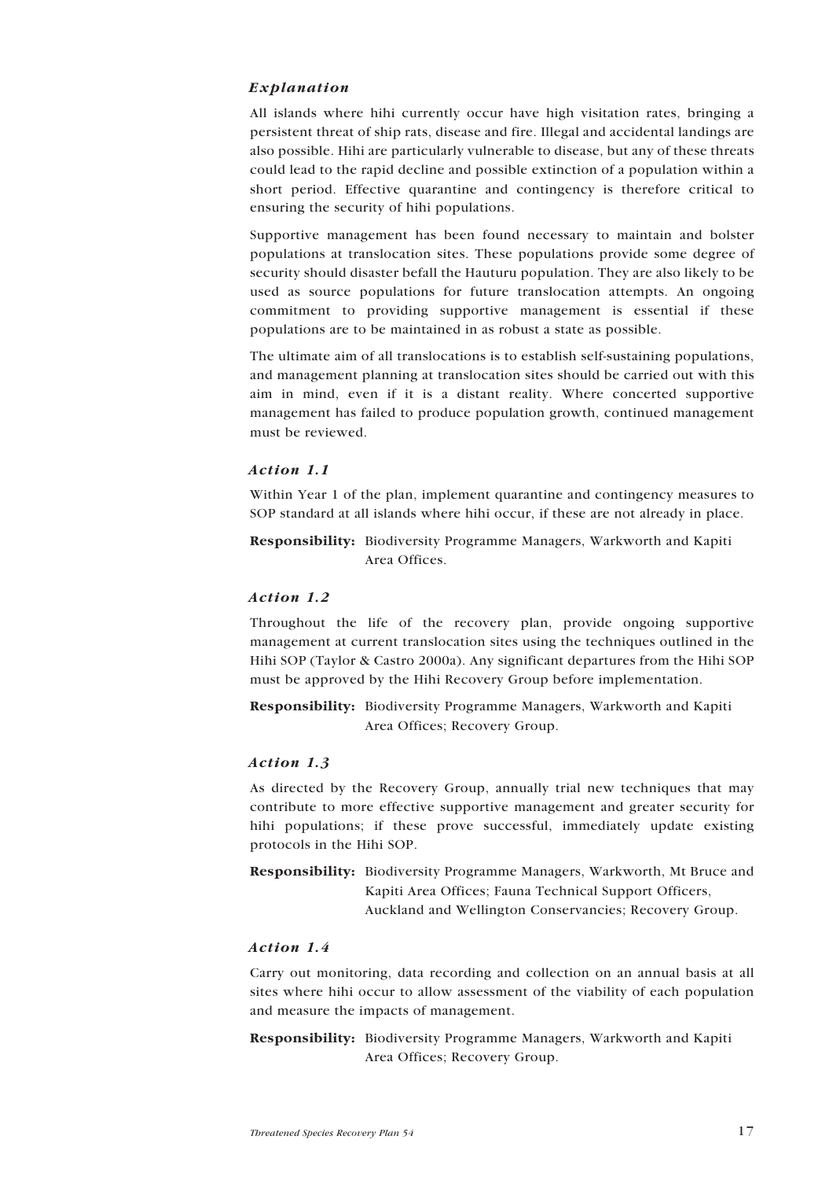### *Explanation*

All islands where hihi currently occur have high visitation rates, bringing a persistent threat of ship rats, disease and fire. Illegal and accidental landings are also possible. Hihi are particularly vulnerable to disease, but any of these threats could lead to the rapid decline and possible extinction of a population within a short period. Effective quarantine and contingency is therefore critical to ensuring the security of hihi populations.

Supportive management has been found necessary to maintain and bolster populations at translocation sites. These populations provide some degree of security should disaster befall the Hauturu population. They are also likely to be used as source populations for future translocation attempts. An ongoing commitment to providing supportive management is essential if these populations are to be maintained in as robust a state as possible.

The ultimate aim of all translocations is to establish self-sustaining populations, and management planning at translocation sites should be carried out with this aim in mind, even if it is a distant reality. Where concerted supportive management has failed to produce population growth, continued management must be reviewed.

### *Action 1.1*

Within Year 1 of the plan, implement quarantine and contingency measures to SOP standard at all islands where hihi occur, if these are not already in place.

**Responsibility:** Biodiversity Programme Managers, Warkworth and Kapiti Area Offices.

### *Action 1.2*

Throughout the life of the recovery plan, provide ongoing supportive management at current translocation sites using the techniques outlined in the Hihi SOP (Taylor & Castro 2000a). Any significant departures from the Hihi SOP must be approved by the Hihi Recovery Group before implementation.

**Responsibility:** Biodiversity Programme Managers, Warkworth and Kapiti Area Offices; Recovery Group.

### *Action 1.3*

As directed by the Recovery Group, annually trial new techniques that may contribute to more effective supportive management and greater security for hihi populations; if these prove successful, immediately update existing protocols in the Hihi SOP.

**Responsibility:** Biodiversity Programme Managers, Warkworth, Mt Bruce and Kapiti Area Offices; Fauna Technical Support Officers, Auckland and Wellington Conservancies; Recovery Group.

### *Action 1.4*

Carry out monitoring, data recording and collection on an annual basis at all sites where hihi occur to allow assessment of the viability of each population and measure the impacts of management.

**Responsibility:** Biodiversity Programme Managers, Warkworth and Kapiti Area Offices; Recovery Group.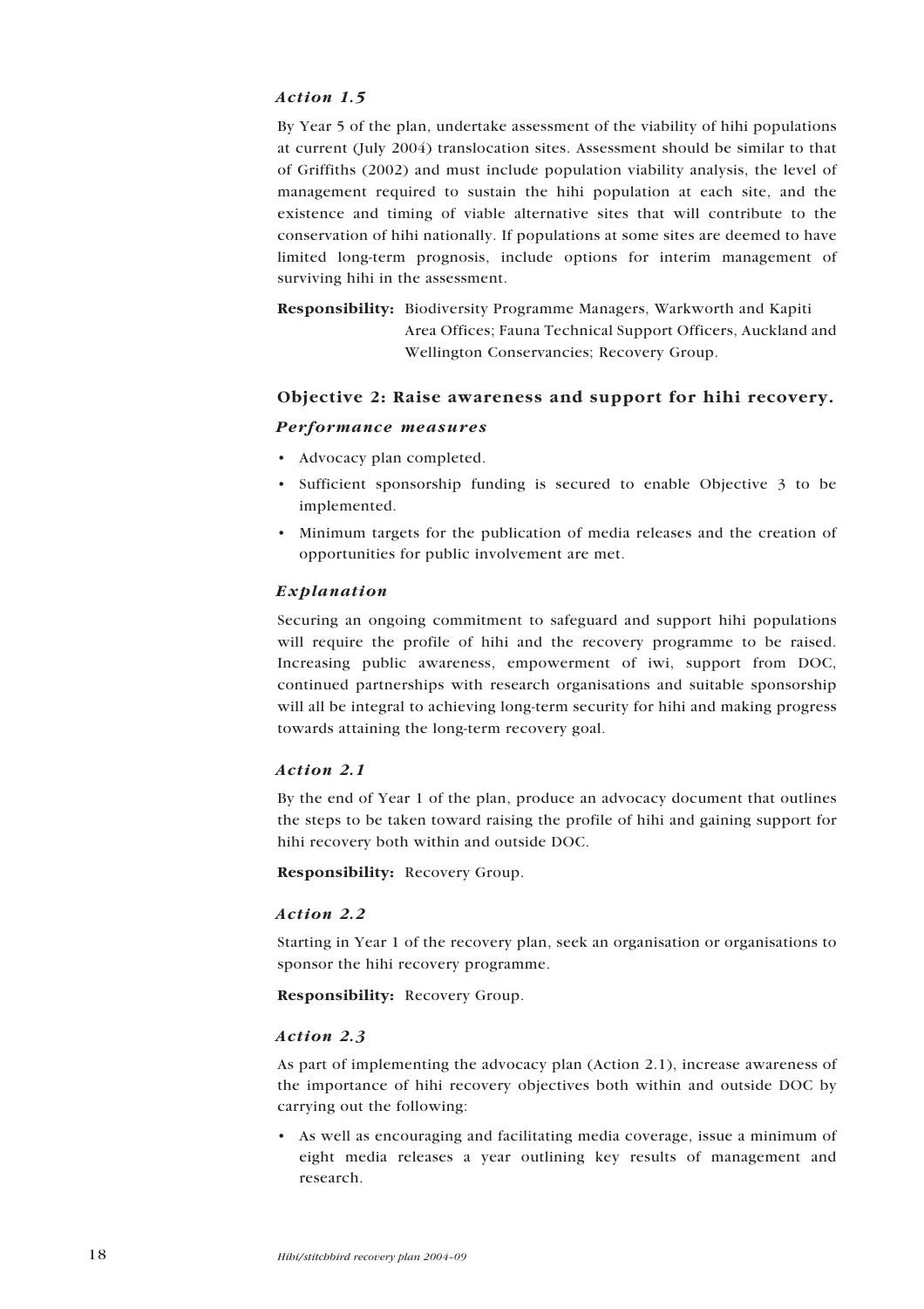### *Action 1.5*

By Year 5 of the plan, undertake assessment of the viability of hihi populations at current (July 2004) translocation sites. Assessment should be similar to that of Griffiths (2002) and must include population viability analysis, the level of management required to sustain the hihi population at each site, and the existence and timing of viable alternative sites that will contribute to the conservation of hihi nationally. If populations at some sites are deemed to have limited long-term prognosis, include options for interim management of surviving hihi in the assessment.

**Responsibility:** Biodiversity Programme Managers, Warkworth and Kapiti Area Offices; Fauna Technical Support Officers, Auckland and Wellington Conservancies; Recovery Group.

## Objective 2: Raise awareness and support for hihi recovery.

### *Performance measures*

- Advocacy plan completed.
- Sufficient sponsorship funding is secured to enable Objective 3 to be implemented.
- Minimum targets for the publication of media releases and the creation of opportunities for public involvement are met.

### *Explanation*

Securing an ongoing commitment to safeguard and support hihi populations will require the profile of hihi and the recovery programme to be raised. Increasing public awareness, empowerment of iwi, support from DOC, continued partnerships with research organisations and suitable sponsorship will all be integral to achieving long-term security for hihi and making progress towards attaining the long-term recovery goal.

### *Action 2.1*

By the end of Year 1 of the plan, produce an advocacy document that outlines the steps to be taken toward raising the profile of hihi and gaining support for hihi recovery both within and outside DOC.

**Responsibility:** Recovery Group.

### *Action 2.2*

Starting in Year 1 of the recovery plan, seek an organisation or organisations to sponsor the hihi recovery programme.

**Responsibility:** Recovery Group.

### *Action 2.3*

As part of implementing the advocacy plan (Action 2.1), increase awareness of the importance of hihi recovery objectives both within and outside DOC by carrying out the following:

- As well as encouraging and facilitating media coverage, issue a minimum of eight media releases a year outlining key results of management and research.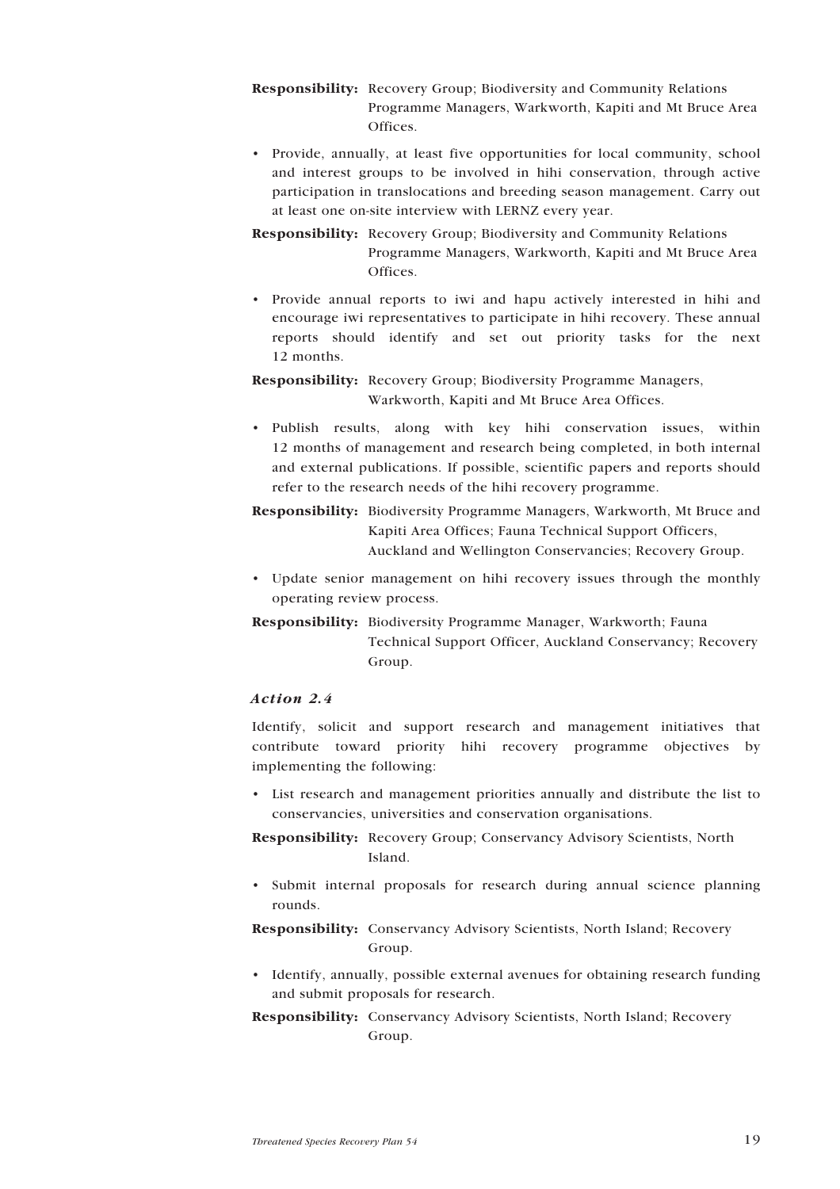**Responsibility:** Recovery Group; Biodiversity and Community Relations Programme Managers, Warkworth, Kapiti and Mt Bruce Area Offices.

- Provide, annually, at least five opportunities for local community, school and interest groups to be involved in hihi conservation, through active participation in translocations and breeding season management. Carry out at least one on-site interview with LERNZ every year.

**Responsibility:** Recovery Group; Biodiversity and Community Relations Programme Managers, Warkworth, Kapiti and Mt Bruce Area Offices.

- Provide annual reports to iwi and hapu actively interested in hihi and encourage iwi representatives to participate in hihi recovery. These annual reports should identify and set out priority tasks for the next 12 months.

**Responsibility:** Recovery Group; Biodiversity Programme Managers, Warkworth, Kapiti and Mt Bruce Area Offices.

- Publish results, along with key hihi conservation issues, within 12 months of management and research being completed, in both internal and external publications. If possible, scientific papers and reports should refer to the research needs of the hihi recovery programme.

**Responsibility:** Biodiversity Programme Managers, Warkworth, Mt Bruce and Kapiti Area Offices; Fauna Technical Support Officers, Auckland and Wellington Conservancies; Recovery Group.

- Update senior management on hihi recovery issues through the monthly operating review process.

**Responsibility:** Biodiversity Programme Manager, Warkworth; Fauna Technical Support Officer, Auckland Conservancy; Recovery Group.

### *Action 2.4*

Identify, solicit and support research and management initiatives that contribute toward priority hihi recovery programme objectives by implementing the following:

- List research and management priorities annually and distribute the list to conservancies, universities and conservation organisations.

**Responsibility:** Recovery Group; Conservancy Advisory Scientists, North Island.

- Submit internal proposals for research during annual science planning rounds.

**Responsibility:** Conservancy Advisory Scientists, North Island; Recovery Group.

- Identify, annually, possible external avenues for obtaining research funding and submit proposals for research.

**Responsibility:** Conservancy Advisory Scientists, North Island; Recovery Group.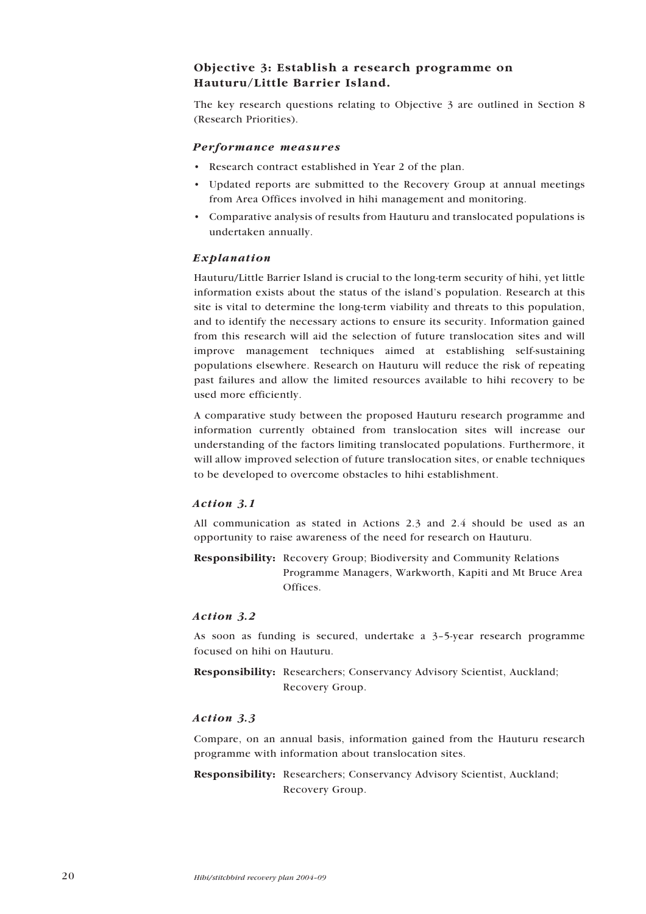### Objective 3: Establish a research programme on Hauturu/Little Barrier Island.

The key research questions relating to Objective 3 are outlined in Section 8 (Research Priorities).

#### *Performance measures*

- Research contract established in Year 2 of the plan.
- Updated reports are submitted to the Recovery Group at annual meetings from Area Offices involved in hihi management and monitoring.
- Comparative analysis of results from Hauturu and translocated populations is undertaken annually.

#### *Explanation*

Hauturu/Little Barrier Island is crucial to the long-term security of hihi, yet little information exists about the status of the island's population. Research at this site is vital to determine the long-term viability and threats to this population, and to identify the necessary actions to ensure its security. Information gained from this research will aid the selection of future translocation sites and will improve management techniques aimed at establishing self-sustaining populations elsewhere. Research on Hauturu will reduce the risk of repeating past failures and allow the limited resources available to hihi recovery to be used more efficiently.

A comparative study between the proposed Hauturu research programme and information currently obtained from translocation sites will increase our understanding of the factors limiting translocated populations. Furthermore, it will allow improved selection of future translocation sites, or enable techniques to be developed to overcome obstacles to hihi establishment.

#### *Action 3.1*

All communication as stated in Actions 2.3 and 2.4 should be used as an opportunity to raise awareness of the need for research on Hauturu.

**Responsibility:** Recovery Group; Biodiversity and Community Relations Programme Managers, Warkworth, Kapiti and Mt Bruce Area Offices.

#### *Action 3.2*

As soon as funding is secured, undertake a 3–5-year research programme focused on hihi on Hauturu.

**Responsibility:** Researchers; Conservancy Advisory Scientist, Auckland; Recovery Group.

#### *Action 3.3*

Compare, on an annual basis, information gained from the Hauturu research programme with information about translocation sites.

**Responsibility:** Researchers; Conservancy Advisory Scientist, Auckland; Recovery Group.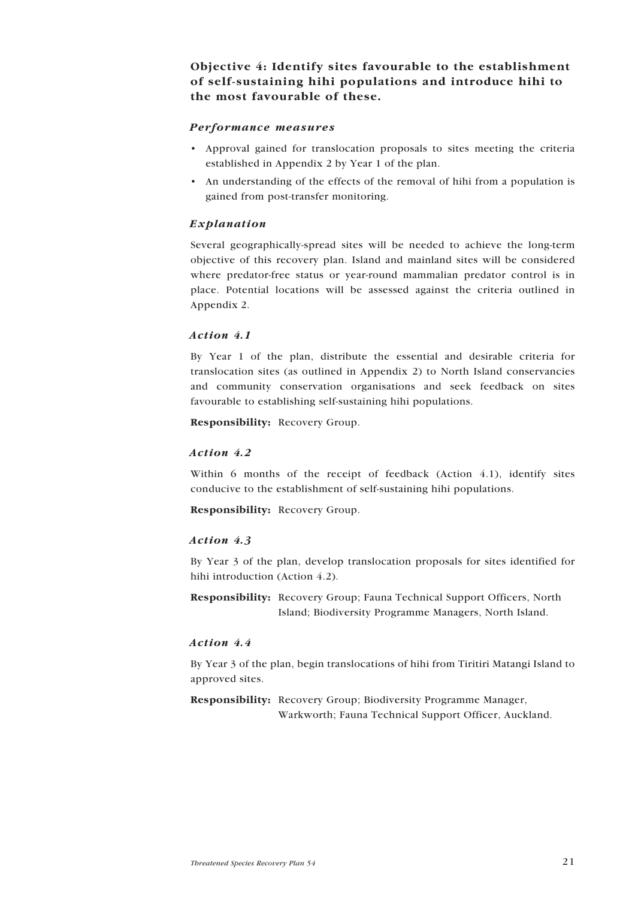### Objective 4: Identify sites favourable to the establishment of self-sustaining hihi populations and introduce hihi to the most favourable of these.

#### *Performance measures*

- Approval gained for translocation proposals to sites meeting the criteria established in Appendix 2 by Year 1 of the plan.
- An understanding of the effects of the removal of hihi from a population is gained from post-transfer monitoring.

#### *Explanation*

Several geographically-spread sites will be needed to achieve the long-term objective of this recovery plan. Island and mainland sites will be considered where predator-free status or year-round mammalian predator control is in place. Potential locations will be assessed against the criteria outlined in Appendix 2.

#### *Action 4.1*

By Year 1 of the plan, distribute the essential and desirable criteria for translocation sites (as outlined in Appendix 2) to North Island conservancies and community conservation organisations and seek feedback on sites favourable to establishing self-sustaining hihi populations.

**Responsibility:** Recovery Group.

#### *Action 4.2*

Within 6 months of the receipt of feedback (Action 4.1), identify sites conducive to the establishment of self-sustaining hihi populations.

**Responsibility:** Recovery Group.

#### *Action 4.3*

By Year 3 of the plan, develop translocation proposals for sites identified for hihi introduction (Action 4.2).

**Responsibility:** Recovery Group; Fauna Technical Support Officers, North Island; Biodiversity Programme Managers, North Island.

#### *Action 4.4*

By Year 3 of the plan, begin translocations of hihi from Tiritiri Matangi Island to approved sites.

**Responsibility:** Recovery Group; Biodiversity Programme Manager, Warkworth; Fauna Technical Support Officer, Auckland.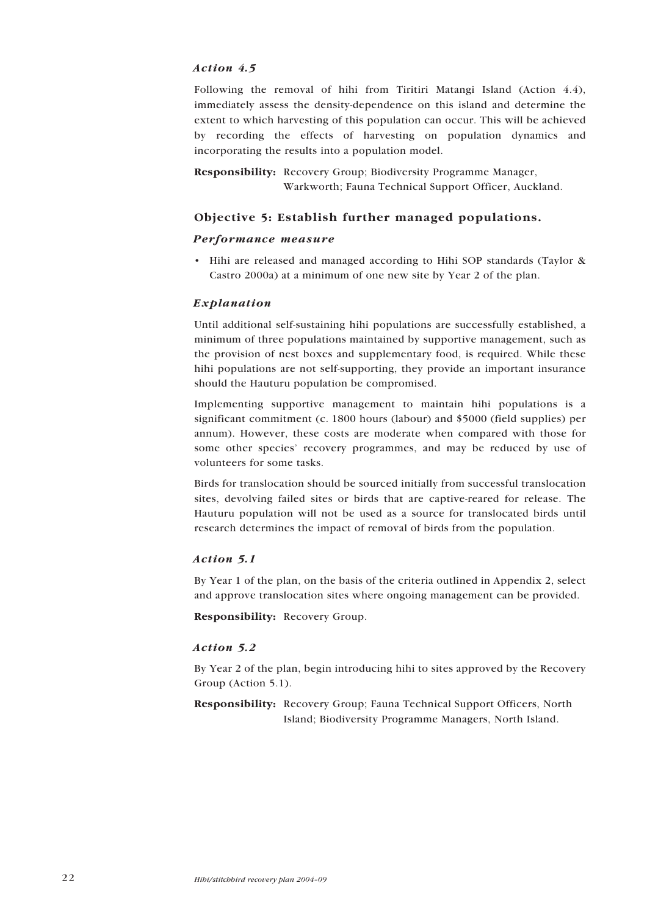### *Action 4.5*

Following the removal of hihi from Tiritiri Matangi Island (Action 4.4), immediately assess the density-dependence on this island and determine the extent to which harvesting of this population can occur. This will be achieved by recording the effects of harvesting on population dynamics and incorporating the results into a population model.

**Responsibility:** Recovery Group; Biodiversity Programme Manager, Warkworth; Fauna Technical Support Officer, Auckland.

## Objective 5: Establish further managed populations.

### *Performance measure*

- Hihi are released and managed according to Hihi SOP standards (Taylor & Castro 2000a) at a minimum of one new site by Year 2 of the plan.

### *Explanation*

Until additional self-sustaining hihi populations are successfully established, a minimum of three populations maintained by supportive management, such as the provision of nest boxes and supplementary food, is required. While these hihi populations are not self-supporting, they provide an important insurance should the Hauturu population be compromised.

Implementing supportive management to maintain hihi populations is a significant commitment (c. 1800 hours (labour) and $5000 (field supplies) per annum). However, these costs are moderate when compared with those for some other species' recovery programmes, and may be reduced by use of volunteers for some tasks.

Birds for translocation should be sourced initially from successful translocation sites, devolving failed sites or birds that are captive-reared for release. The Hauturu population will not be used as a source for translocated birds until research determines the impact of removal of birds from the population.

### *Action 5.1*

By Year 1 of the plan, on the basis of the criteria outlined in Appendix 2, select and approve translocation sites where ongoing management can be provided.

**Responsibility:** Recovery Group.

### *Action 5.2*

By Year 2 of the plan, begin introducing hihi to sites approved by the Recovery Group (Action 5.1).

**Responsibility:** Recovery Group; Fauna Technical Support Officers, North Island; Biodiversity Programme Managers, North Island.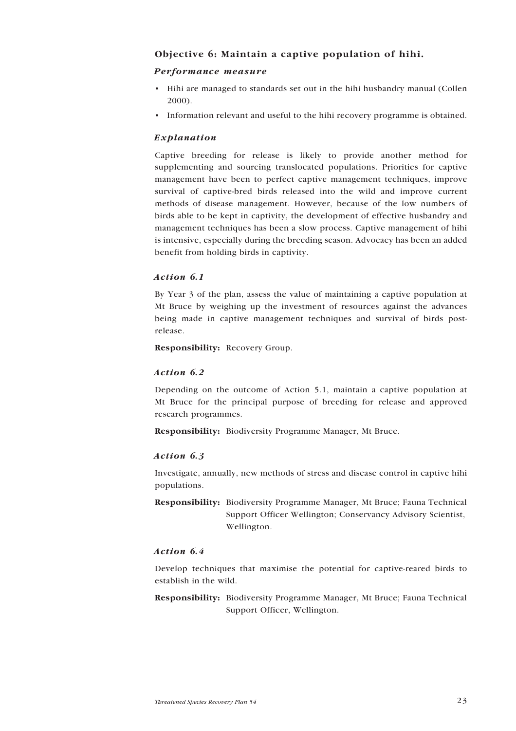## Objective 6: Maintain a captive population of hihi.

### *Performance measure*

- Hihi are managed to standards set out in the hihi husbandry manual (Collen 2000).
- Information relevant and useful to the hihi recovery programme is obtained.

### *Explanation*

Captive breeding for release is likely to provide another method for supplementing and sourcing translocated populations. Priorities for captive management have been to perfect captive management techniques, improve survival of captive-bred birds released into the wild and improve current methods of disease management. However, because of the low numbers of birds able to be kept in captivity, the development of effective husbandry and management techniques has been a slow process. Captive management of hihi is intensive, especially during the breeding season. Advocacy has been an added benefit from holding birds in captivity.

### *Action 6.1*

By Year 3 of the plan, assess the value of maintaining a captive population at Mt Bruce by weighing up the investment of resources against the advances being made in captive management techniques and survival of birds post-release.

**Responsibility:** Recovery Group.

### *Action 6.2*

Depending on the outcome of Action 5.1, maintain a captive population at Mt Bruce for the principal purpose of breeding for release and approved research programmes.

**Responsibility:** Biodiversity Programme Manager, Mt Bruce.

### *Action 6.3*

Investigate, annually, new methods of stress and disease control in captive hihi populations.

**Responsibility:** Biodiversity Programme Manager, Mt Bruce; Fauna Technical Support Officer Wellington; Conservancy Advisory Scientist, Wellington.

### *Action 6.4*

Develop techniques that maximise the potential for captive-reared birds to establish in the wild.

**Responsibility:** Biodiversity Programme Manager, Mt Bruce; Fauna Technical Support Officer, Wellington.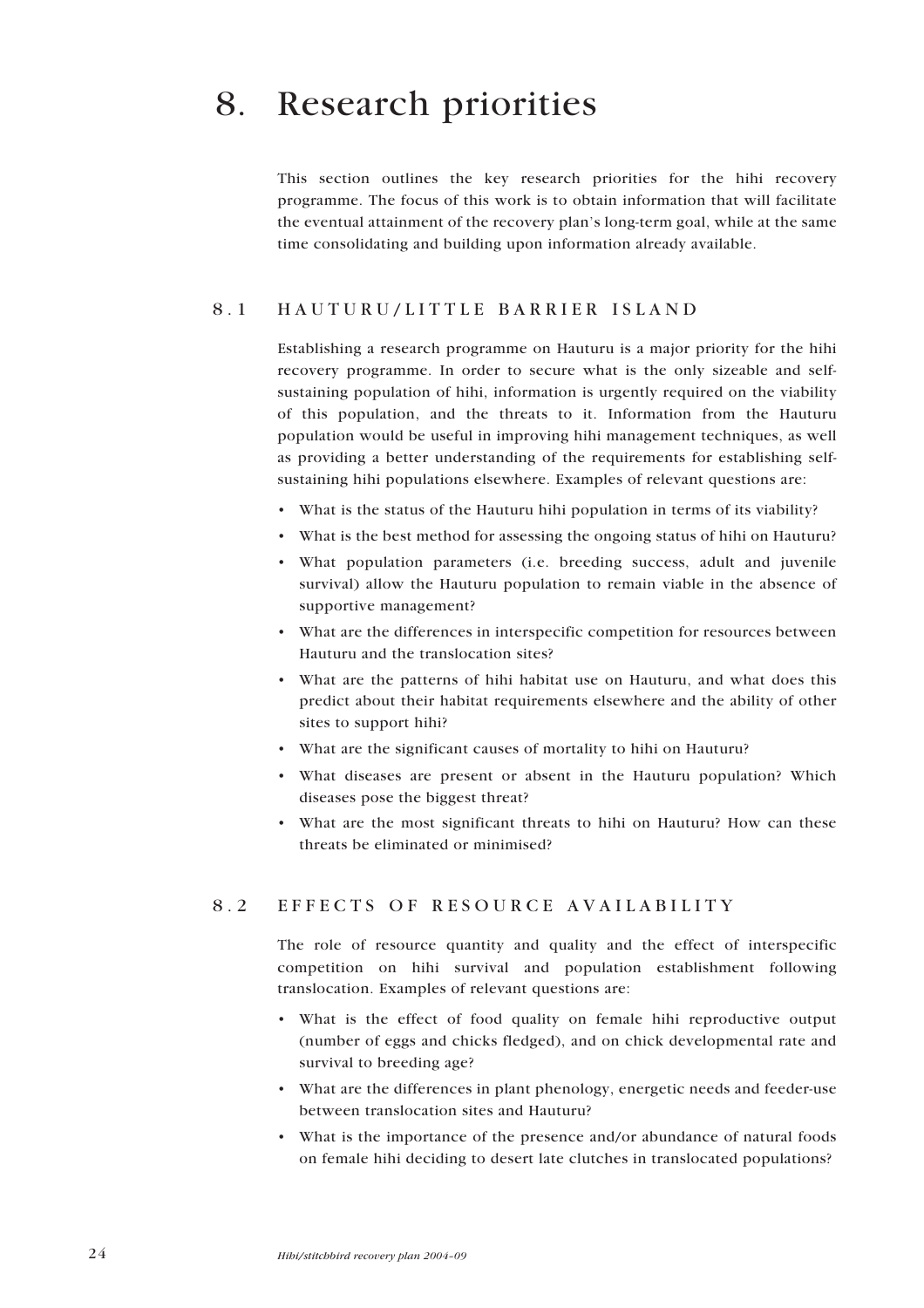# 8. Research priorities

This section outlines the key research priorities for the hihi recovery programme. The focus of this work is to obtain information that will facilitate the eventual attainment of the recovery plan's long-term goal, while at the same time consolidating and building upon information already available.

## 8.1 HAUTURU/LITTLE BARRIER ISLAND

Establishing a research programme on Hauturu is a major priority for the hihi recovery programme. In order to secure what is the only sizeable and self-sustaining population of hihi, information is urgently required on the viability of this population, and the threats to it. Information from the Hauturu population would be useful in improving hihi management techniques, as well as providing a better understanding of the requirements for establishing self-sustaining hihi populations elsewhere. Examples of relevant questions are:

- What is the status of the Hauturu hihi population in terms of its viability?
- What is the best method for assessing the ongoing status of hihi on Hauturu?
- What population parameters (i.e. breeding success, adult and juvenile survival) allow the Hauturu population to remain viable in the absence of supportive management?
- What are the differences in interspecific competition for resources between Hauturu and the translocation sites?
- What are the patterns of hihi habitat use on Hauturu, and what does this predict about their habitat requirements elsewhere and the ability of other sites to support hihi?
- What are the significant causes of mortality to hihi on Hauturu?
- What diseases are present or absent in the Hauturu population? Which diseases pose the biggest threat?
- What are the most significant threats to hihi on Hauturu? How can these threats be eliminated or minimised?

## 8.2 EFFECTS OF RESOURCE AVAILABILITY

The role of resource quantity and quality and the effect of interspecific competition on hihi survival and population establishment following translocation. Examples of relevant questions are:

- What is the effect of food quality on female hihi reproductive output (number of eggs and chicks fledged), and on chick developmental rate and survival to breeding age?
- What are the differences in plant phenology, energetic needs and feeder-use between translocation sites and Hauturu?
- What is the importance of the presence and/or abundance of natural foods on female hihi deciding to desert late clutches in translocated populations?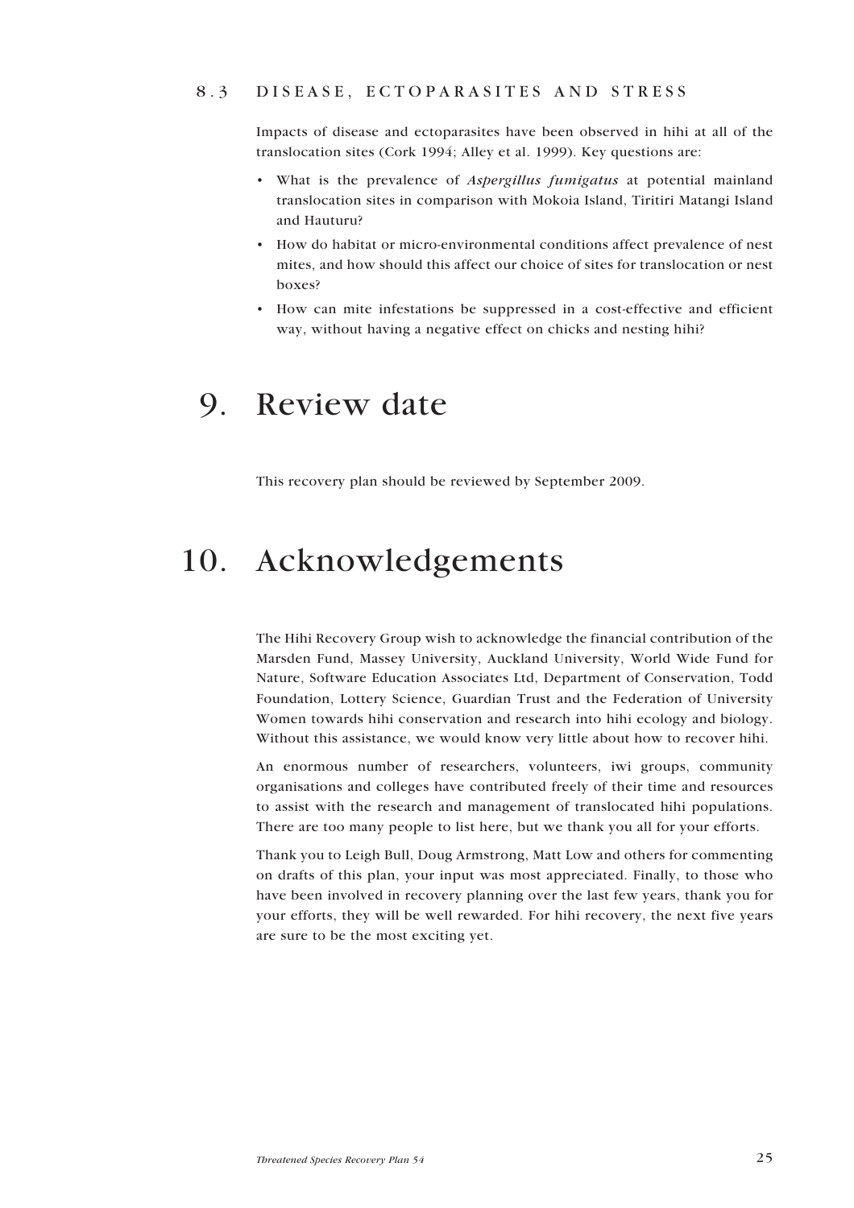### 8.3 DISEASE, ECTOPARASITES AND STRESS

Impacts of disease and ectoparasites have been observed in hihi at all of the translocation sites (Cork 1994; Alley et al. 1999). Key questions are:

- What is the prevalence of *Aspergillus fumigatus* at potential mainland translocation sites in comparison with Mokoia Island, Tiritiri Matangi Island and Hauturu?
- How do habitat or micro-environmental conditions affect prevalence of nest mites, and how should this affect our choice of sites for translocation or nest boxes?
- How can mite infestations be suppressed in a cost-effective and efficient way, without having a negative effect on chicks and nesting hihi?

# 9. Review date

This recovery plan should be reviewed by September 2009.

# 10. Acknowledgements

The Hihi Recovery Group wish to acknowledge the financial contribution of the Marsden Fund, Massey University, Auckland University, World Wide Fund for Nature, Software Education Associates Ltd, Department of Conservation, Todd Foundation, Lottery Science, Guardian Trust and the Federation of University Women towards hihi conservation and research into hihi ecology and biology. Without this assistance, we would know very little about how to recover hihi.

An enormous number of researchers, volunteers, iwi groups, community organisations and colleges have contributed freely of their time and resources to assist with the research and management of translocated hihi populations. There are too many people to list here, but we thank you all for your efforts.

Thank you to Leigh Bull, Doug Armstrong, Matt Low and others for commenting on drafts of this plan, your input was most appreciated. Finally, to those who have been involved in recovery planning over the last few years, thank you for your efforts, they will be well rewarded. For hihi recovery, the next five years are sure to be the most exciting yet.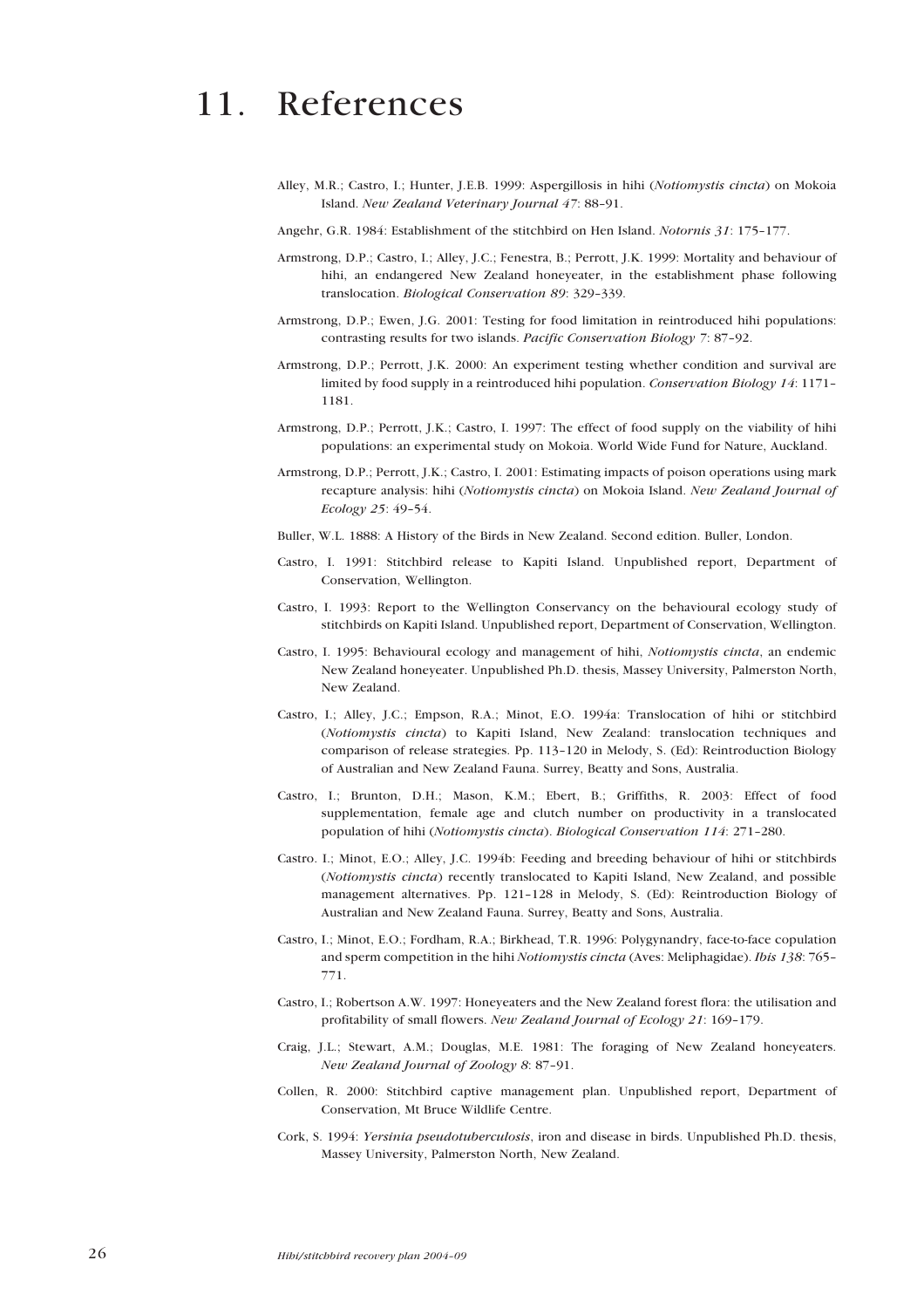# 11. References

Alley, M.R.; Castro, I.; Hunter, J.E.B. 1999: Aspergillosis in hihi (*Notiomystis cincta*) on Mokoia Island. *New Zealand Veterinary Journal 47*: 88–91.

Angehr, G.R. 1984: Establishment of the stitchbird on Hen Island. *Notornis 31*: 175–177.

Armstrong, D.P.; Castro, I.; Alley, J.C.; Fenestra, B.; Perrott, J.K. 1999: Mortality and behaviour of hihi, an endangered New Zealand honeyeater, in the establishment phase following translocation. *Biological Conservation 89*: 329–339.

Armstrong, D.P.; Ewen, J.G. 2001: Testing for food limitation in reintroduced hihi populations: contrasting results for two islands. *Pacific Conservation Biology 7*: 87–92.

Armstrong, D.P.; Perrott, J.K. 2000: An experiment testing whether condition and survival are limited by food supply in a reintroduced hihi population. *Conservation Biology 14*: 1171–1181.

Armstrong, D.P.; Perrott, J.K.; Castro, I. 1997: The effect of food supply on the viability of hihi populations: an experimental study on Mokoia. World Wide Fund for Nature, Auckland.

Armstrong, D.P.; Perrott, J.K.; Castro, I. 2001: Estimating impacts of poison operations using mark recapture analysis: hihi (*Notiomystis cincta*) on Mokoia Island. *New Zealand Journal of Ecology 25*: 49–54.

Buller, W.L. 1888: A History of the Birds in New Zealand. Second edition. Buller, London.

Castro, I. 1991: Stitchbird release to Kapiti Island. Unpublished report, Department of Conservation, Wellington.

Castro, I. 1993: Report to the Wellington Conservancy on the behavioural ecology study of stitchbirds on Kapiti Island. Unpublished report, Department of Conservation, Wellington.

Castro, I. 1995: Behavioural ecology and management of hihi, *Notiomystis cincta*, an endemic New Zealand honeyeater. Unpublished Ph.D. thesis, Massey University, Palmerston North, New Zealand.

Castro, I.; Alley, J.C.; Empson, R.A.; Minot, E.O. 1994a: Translocation of hihi or stitchbird (*Notiomystis cincta*) to Kapiti Island, New Zealand: translocation techniques and comparison of release strategies. Pp. 113–120 in Melody, S. (Ed): Reintroduction Biology of Australian and New Zealand Fauna. Surrey, Beatty and Sons, Australia.

Castro, I.; Brunton, D.H.; Mason, K.M.; Ebert, B.; Griffiths, R. 2003: Effect of food supplementation, female age and clutch number on productivity in a translocated population of hihi (*Notiomystis cincta*). *Biological Conservation 114*: 271–280.

Castro. I.; Minot, E.O.; Alley, J.C. 1994b: Feeding and breeding behaviour of hihi or stitchbirds (*Notiomystis cincta*) recently translocated to Kapiti Island, New Zealand, and possible management alternatives. Pp. 121–128 in Melody, S. (Ed): Reintroduction Biology of Australian and New Zealand Fauna. Surrey, Beatty and Sons, Australia.

Castro, I.; Minot, E.O.; Fordham, R.A.; Birkhead, T.R. 1996: Polygynandry, face-to-face copulation and sperm competition in the hihi *Notiomystis cincta* (Aves: Meliphagidae). *Ibis 138*: 765–771.

Castro, I.; Robertson A.W. 1997: Honeyeaters and the New Zealand forest flora: the utilisation and profitability of small flowers. *New Zealand Journal of Ecology 21*: 169–179.

Craig, J.L.; Stewart, A.M.; Douglas, M.E. 1981: The foraging of New Zealand honeyeaters. *New Zealand Journal of Zoology 8*: 87–91.

Collen, R. 2000: Stitchbird captive management plan. Unpublished report, Department of Conservation, Mt Bruce Wildlife Centre.

Cork, S. 1994: *Yersinia pseudotuberculosis*, iron and disease in birds. Unpublished Ph.D. thesis, Massey University, Palmerston North, New Zealand.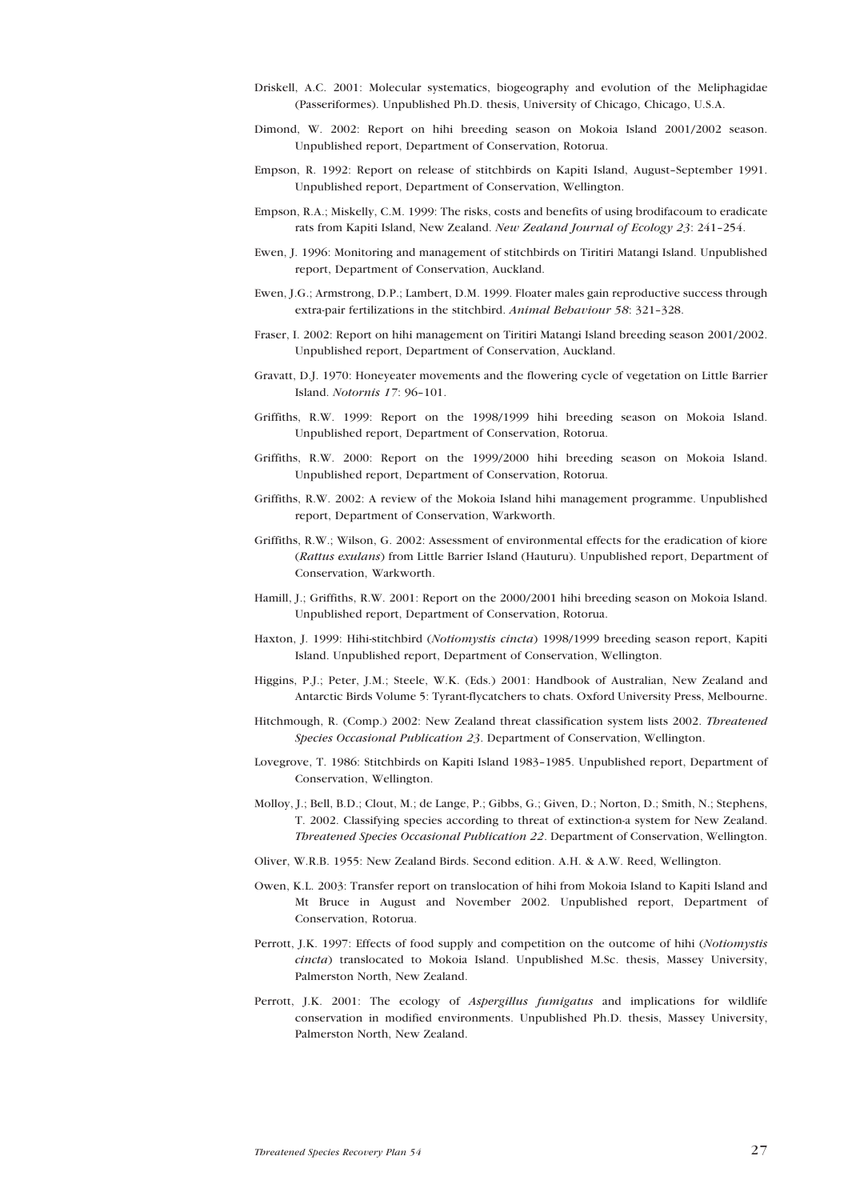Driskell, A.C. 2001: Molecular systematics, biogeography and evolution of the Meliphagidae (Passeriformes). Unpublished Ph.D. thesis, University of Chicago, Chicago, U.S.A.

Dimond, W. 2002: Report on hihi breeding season on Mokoia Island 2001/2002 season. Unpublished report, Department of Conservation, Rotorua.

Empson, R. 1992: Report on release of stitchbirds on Kapiti Island, August–September 1991. Unpublished report, Department of Conservation, Wellington.

Empson, R.A.; Miskelly, C.M. 1999: The risks, costs and benefits of using brodifacoum to eradicate rats from Kapiti Island, New Zealand. *New Zealand Journal of Ecology 23*: 241–254.

Ewen, J. 1996: Monitoring and management of stitchbirds on Tiritiri Matangi Island. Unpublished report, Department of Conservation, Auckland.

Ewen, J.G.; Armstrong, D.P.; Lambert, D.M. 1999. Floater males gain reproductive success through extra-pair fertilizations in the stitchbird. *Animal Behaviour 58*: 321–328.

Fraser, I. 2002: Report on hihi management on Tiritiri Matangi Island breeding season 2001/2002. Unpublished report, Department of Conservation, Auckland.

Gravatt, D.J. 1970: Honeyeater movements and the flowering cycle of vegetation on Little Barrier Island. *Notornis 17*: 96–101.

Griffiths, R.W. 1999: Report on the 1998/1999 hihi breeding season on Mokoia Island. Unpublished report, Department of Conservation, Rotorua.

Griffiths, R.W. 2000: Report on the 1999/2000 hihi breeding season on Mokoia Island. Unpublished report, Department of Conservation, Rotorua.

Griffiths, R.W. 2002: A review of the Mokoia Island hihi management programme. Unpublished report, Department of Conservation, Warkworth.

Griffiths, R.W.; Wilson, G. 2002: Assessment of environmental effects for the eradication of kiore (*Rattus exulans*) from Little Barrier Island (Hauturu). Unpublished report, Department of Conservation, Warkworth.

Hamill, J.; Griffiths, R.W. 2001: Report on the 2000/2001 hihi breeding season on Mokoia Island. Unpublished report, Department of Conservation, Rotorua.

Haxton, J. 1999: Hihi-stitchbird (*Notiomystis cincta*) 1998/1999 breeding season report, Kapiti Island. Unpublished report, Department of Conservation, Wellington.

Higgins, P.J.; Peter, J.M.; Steele, W.K. (Eds.) 2001: Handbook of Australian, New Zealand and Antarctic Birds Volume 5: Tyrant-flycatchers to chats. Oxford University Press, Melbourne.

Hitchmough, R. (Comp.) 2002: New Zealand threat classification system lists 2002. *Threatened Species Occasional Publication 23*. Department of Conservation, Wellington.

Lovegrove, T. 1986: Stitchbirds on Kapiti Island 1983–1985. Unpublished report, Department of Conservation, Wellington.

Molloy, J.; Bell, B.D.; Clout, M.; de Lange, P.; Gibbs, G.; Given, D.; Norton, D.; Smith, N.; Stephens, T. 2002. Classifying species according to threat of extinction-a system for New Zealand. *Threatened Species Occasional Publication 22*. Department of Conservation, Wellington.

Oliver, W.R.B. 1955: New Zealand Birds. Second edition. A.H. & A.W. Reed, Wellington.

Owen, K.L. 2003: Transfer report on translocation of hihi from Mokoia Island to Kapiti Island and Mt Bruce in August and November 2002. Unpublished report, Department of Conservation, Rotorua.

Perrott, J.K. 1997: Effects of food supply and competition on the outcome of hihi (*Notiomystis cincta*) translocated to Mokoia Island. Unpublished M.Sc. thesis, Massey University, Palmerston North, New Zealand.

Perrott, J.K. 2001: The ecology of *Aspergillus fumigatus* and implications for wildlife conservation in modified environments. Unpublished Ph.D. thesis, Massey University, Palmerston North, New Zealand.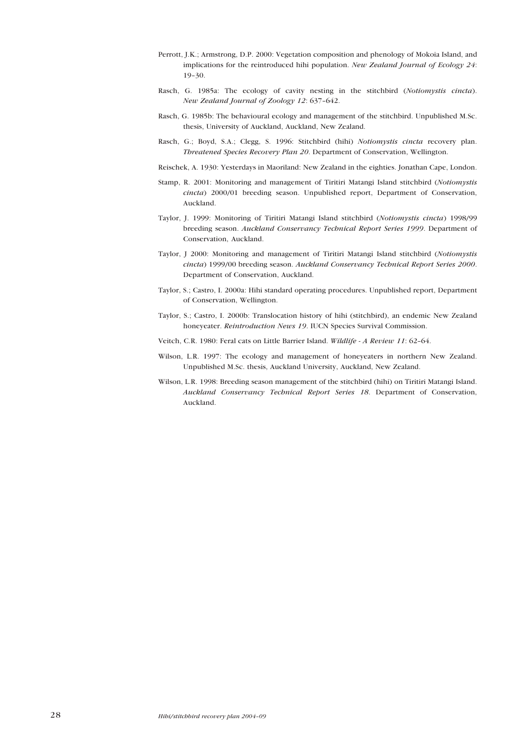Perrott, J.K.; Armstrong, D.P. 2000: Vegetation composition and phenology of Mokoia Island, and implications for the reintroduced hihi population. *New Zealand Journal of Ecology 24*: 19–30.

Rasch, G. 1985a: The ecology of cavity nesting in the stitchbird (*Notiomystis cincta*). *New Zealand Journal of Zoology 12*: 637–642.

Rasch, G. 1985b: The behavioural ecology and management of the stitchbird. Unpublished M.Sc. thesis, University of Auckland, Auckland, New Zealand.

Rasch, G.; Boyd, S.A.; Clegg, S. 1996: Stitchbird (hihi) *Notiomystis cincta* recovery plan. *Threatened Species Recovery Plan 20*. Department of Conservation, Wellington.

Reischek, A. 1930: Yesterdays in Maoriland: New Zealand in the eighties. Jonathan Cape, London.

Stamp, R. 2001: Monitoring and management of Tiritiri Matangi Island stitchbird (*Notiomystis cincta*) 2000/01 breeding season. Unpublished report, Department of Conservation, Auckland.

Taylor, J. 1999: Monitoring of Tiritiri Matangi Island stitchbird (*Notiomystis cincta*) 1998/99 breeding season. *Auckland Conservancy Technical Report Series 1999*. Department of Conservation, Auckland.

Taylor, J 2000: Monitoring and management of Tiritiri Matangi Island stitchbird (*Notiomystis cincta*) 1999/00 breeding season. *Auckland Conservancy Technical Report Series 2000*. Department of Conservation, Auckland.

Taylor, S.; Castro, I. 2000a: Hihi standard operating procedures. Unpublished report, Department of Conservation, Wellington.

Taylor, S.; Castro, I. 2000b: Translocation history of hihi (stitchbird), an endemic New Zealand honeyeater. *Reintroduction News 19*. IUCN Species Survival Commission.

Veitch, C.R. 1980: Feral cats on Little Barrier Island. *Wildlife - A Review 11*: 62–64.

Wilson, L.R. 1997: The ecology and management of honeyeaters in northern New Zealand. Unpublished M.Sc. thesis, Auckland University, Auckland, New Zealand.

Wilson, L.R. 1998: Breeding season management of the stitchbird (hihi) on Tiritiri Matangi Island. *Auckland Conservancy Technical Report Series 18*. Department of Conservation, Auckland.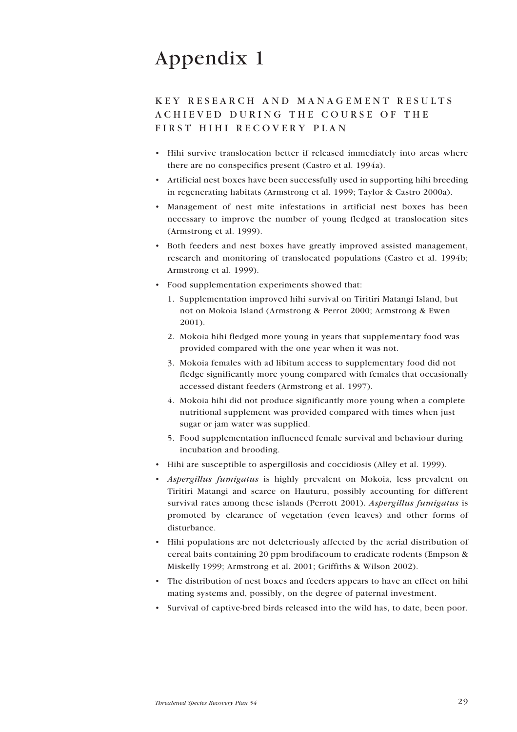# Appendix 1

## KEY RESEARCH AND MANAGEMENT RESULTS ACHIEVED DURING THE COURSE OF THE FIRST HIHI RECOVERY PLAN

- Hihi survive translocation better if released immediately into areas where there are no conspecifics present (Castro et al. 1994a).
- Artificial nest boxes have been successfully used in supporting hihi breeding in regenerating habitats (Armstrong et al. 1999; Taylor & Castro 2000a).
- Management of nest mite infestations in artificial nest boxes has been necessary to improve the number of young fledged at translocation sites (Armstrong et al. 1999).
- Both feeders and nest boxes have greatly improved assisted management, research and monitoring of translocated populations (Castro et al. 1994b; Armstrong et al. 1999).
- Food supplementation experiments showed that:
  1. Supplementation improved hihi survival on Tiritiri Matangi Island, but not on Mokoia Island (Armstrong & Perrot 2000; Armstrong & Ewen 2001).
  2. Mokoia hihi fledged more young in years that supplementary food was provided compared with the one year when it was not.
  3. Mokoia females with ad libitum access to supplementary food did not fledge significantly more young compared with females that occasionally accessed distant feeders (Armstrong et al. 1997).
  4. Mokoia hihi did not produce significantly more young when a complete nutritional supplement was provided compared with times when just sugar or jam water was supplied.
  5. Food supplementation influenced female survival and behaviour during incubation and brooding.
- Hihi are susceptible to aspergillosis and coccidiosis (Alley et al. 1999).
- *Aspergillus fumigatus* is highly prevalent on Mokoia, less prevalent on Tiritiri Matangi and scarce on Hauturu, possibly accounting for different survival rates among these islands (Perrott 2001). *Aspergillus fumigatus* is promoted by clearance of vegetation (even leaves) and other forms of disturbance.
- Hihi populations are not deleteriously affected by the aerial distribution of cereal baits containing 20 ppm brodifacoum to eradicate rodents (Empson & Miskelly 1999; Armstrong et al. 2001; Griffiths & Wilson 2002).
- The distribution of nest boxes and feeders appears to have an effect on hihi mating systems and, possibly, on the degree of paternal investment.
- Survival of captive-bred birds released into the wild has, to date, been poor.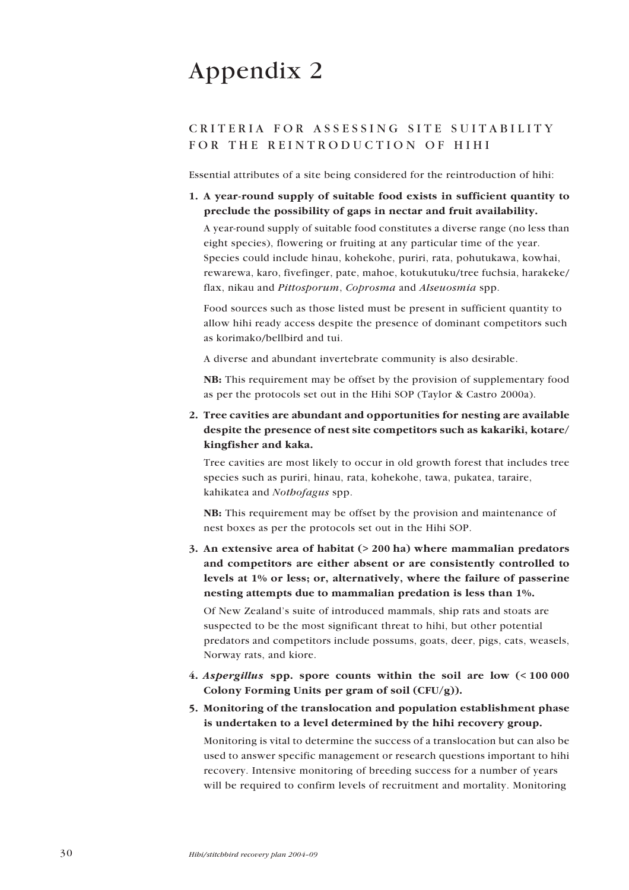# Appendix 2

## CRITERIA FOR ASSESSING SITE SUITABILITY FOR THE REINTRODUCTION OF HIHI

Essential attributes of a site being considered for the reintroduction of hihi:

1. **A year-round supply of suitable food exists in sufficient quantity to preclude the possibility of gaps in nectar and fruit availability.**

   A year-round supply of suitable food constitutes a diverse range (no less than eight species), flowering or fruiting at any particular time of the year. Species could include hinau, kohekohe, puriri, rata, pohutukawa, kowhai, rewarewa, karo, fivefinger, pate, mahoe, kotukutuku/tree fuchsia, harakeke/flax, nikau and *Pittosporum*, *Coprosma* and *Alseuosmia* spp.

   Food sources such as those listed must be present in sufficient quantity to allow hihi ready access despite the presence of dominant competitors such as korimako/bellbird and tui.

   A diverse and abundant invertebrate community is also desirable.

   **NB:** This requirement may be offset by the provision of supplementary food as per the protocols set out in the Hihi SOP (Taylor & Castro 2000a).

2. **Tree cavities are abundant and opportunities for nesting are available despite the presence of nest site competitors such as kakariki, kotare/kingfisher and kaka.**

   Tree cavities are most likely to occur in old growth forest that includes tree species such as puriri, hinau, rata, kohekohe, tawa, pukatea, taraire, kahikatea and *Nothofagus* spp.

   **NB:** This requirement may be offset by the provision and maintenance of nest boxes as per the protocols set out in the Hihi SOP.

3. **An extensive area of habitat (> 200 ha) where mammalian predators and competitors are either absent or are consistently controlled to levels at 1% or less; or, alternatively, where the failure of passerine nesting attempts due to mammalian predation is less than 1%.**

   Of New Zealand's suite of introduced mammals, ship rats and stoats are suspected to be the most significant threat to hihi, but other potential predators and competitors include possums, goats, deer, pigs, cats, weasels, Norway rats, and kiore.

4. ***Aspergillus* spp. spore counts within the soil are low (< 100 000 Colony Forming Units per gram of soil (CFU/g)).**

5. **Monitoring of the translocation and population establishment phase is undertaken to a level determined by the hihi recovery group.**

   Monitoring is vital to determine the success of a translocation but can also be used to answer specific management or research questions important to hihi recovery. Intensive monitoring of breeding success for a number of years will be required to confirm levels of recruitment and mortality. Monitoring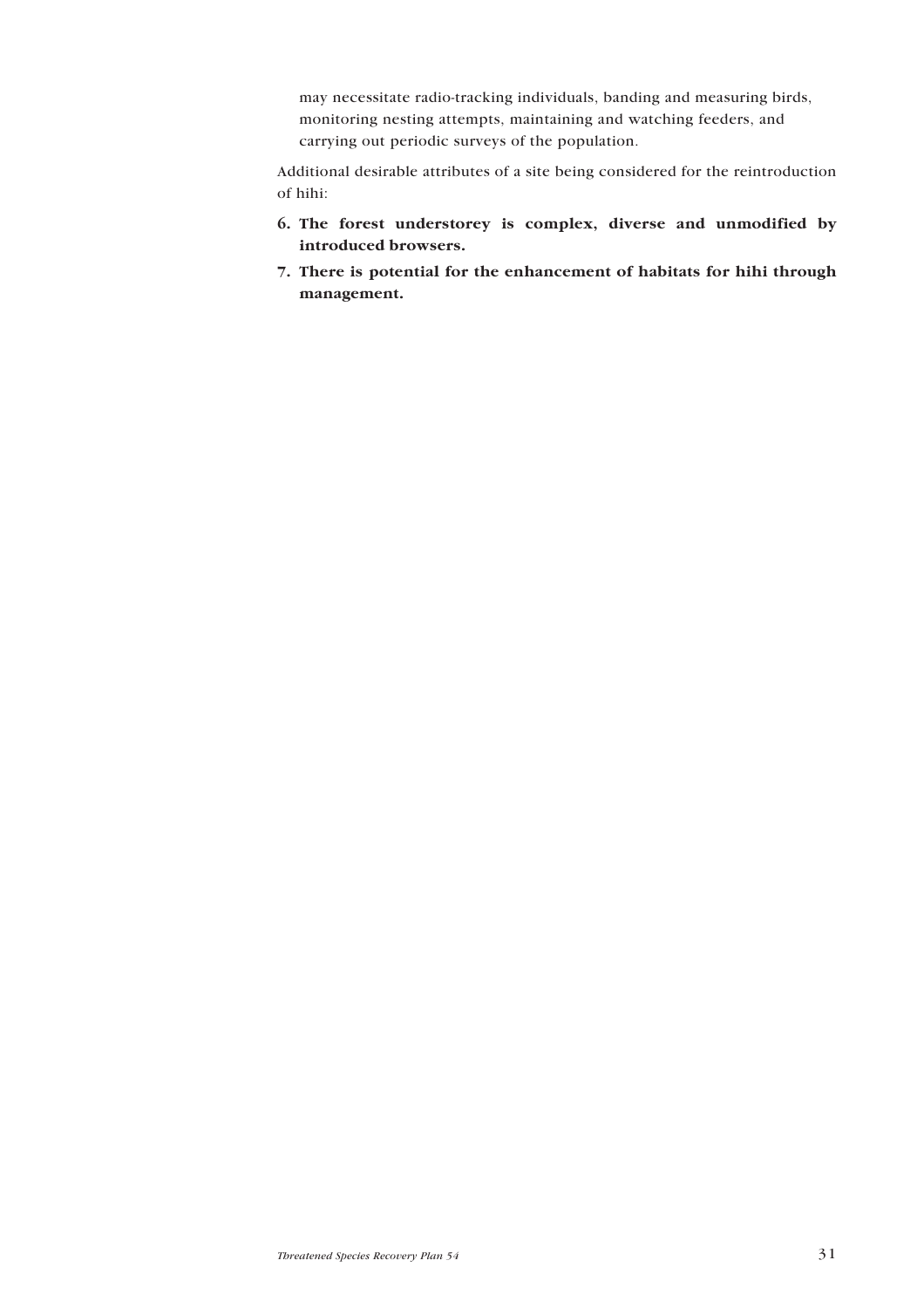may necessitate radio-tracking individuals, banding and measuring birds, monitoring nesting attempts, maintaining and watching feeders, and carrying out periodic surveys of the population.

Additional desirable attributes of a site being considered for the reintroduction of hihi:

6. **The forest understorey is complex, diverse and unmodified by introduced browsers.**
7. **There is potential for the enhancement of habitats for hihi through management.**